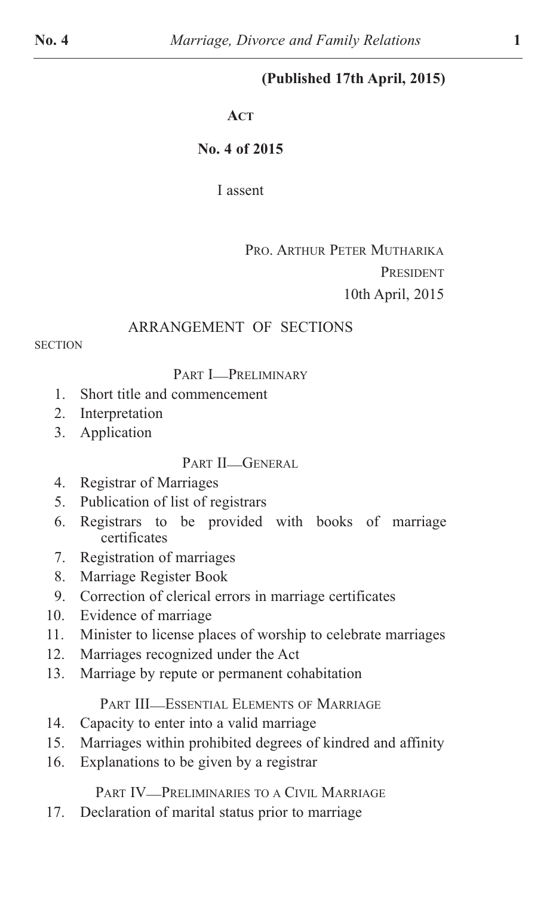**(Published 17th April, 2015)**

**ACT**

**No. 4 of 2015**

I assent

PRO. ARTHUR PETER MUTHARIKA
PRESIDENT
10th April, 2015

ARRANGEMENT OF SECTIONS

SECTION

PART I—PRELIMINARY

1. Short title and commencement
2. Interpretation
3. Application

PART II—GENERAL

4. Registrar of Marriages
5. Publication of list of registrars
6. Registrars to be provided with books of marriage certificates
7. Registration of marriages
8. Marriage Register Book
9. Correction of clerical errors in marriage certificates
10. Evidence of marriage
11. Minister to license places of worship to celebrate marriages
12. Marriages recognized under the Act
13. Marriage by repute or permanent cohabitation

PART III—ESSENTIAL ELEMENTS OF MARRIAGE

14. Capacity to enter into a valid marriage
15. Marriages within prohibited degrees of kindred and affinity
16. Explanations to be given by a registrar

PART IV—PRELIMINARIES TO A CIVIL MARRIAGE

17. Declaration of marital status prior to marriage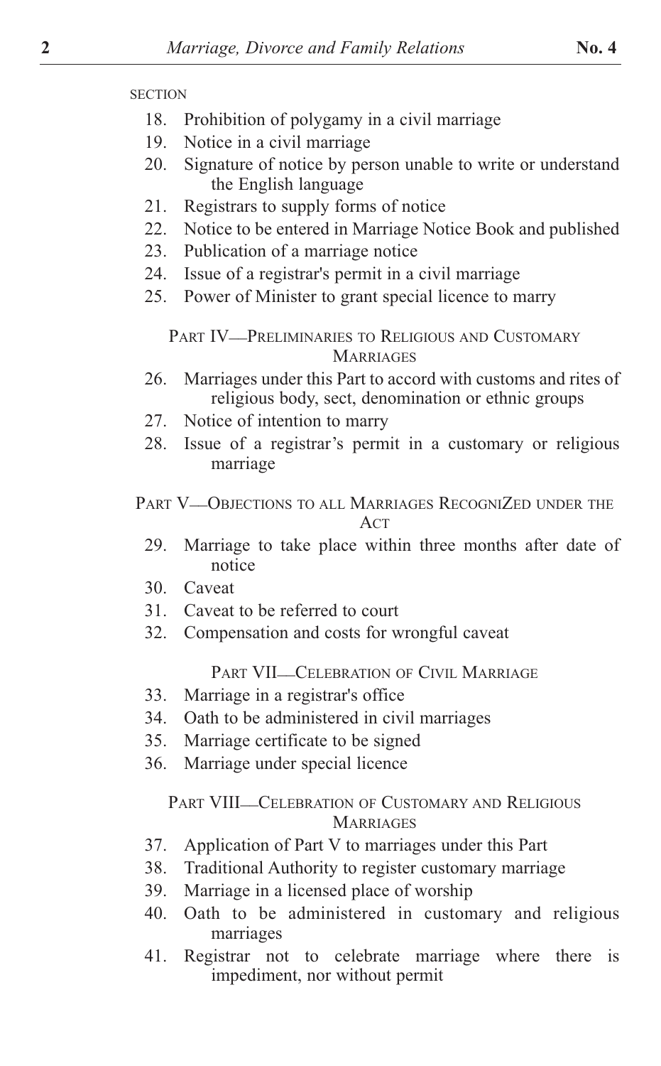SECTION

18. Prohibition of polygamy in a civil marriage
19. Notice in a civil marriage
20. Signature of notice by person unable to write or understand the English language
21. Registrars to supply forms of notice
22. Notice to be entered in Marriage Notice Book and published
23. Publication of a marriage notice
24. Issue of a registrar's permit in a civil marriage
25. Power of Minister to grant special licence to marry

PART IV—PRELIMINARIES TO RELIGIOUS AND CUSTOMARY MARRIAGES

26. Marriages under this Part to accord with customs and rites of religious body, sect, denomination or ethnic groups
27. Notice of intention to marry
28. Issue of a registrar's permit in a customary or religious marriage

PART V—OBJECTIONS TO ALL MARRIAGES RECOGNIZED UNDER THE ACT

29. Marriage to take place within three months after date of notice
30. Caveat
31. Caveat to be referred to court
32. Compensation and costs for wrongful caveat

PART VII—CELEBRATION OF CIVIL MARRIAGE

33. Marriage in a registrar's office
34. Oath to be administered in civil marriages
35. Marriage certificate to be signed
36. Marriage under special licence

PART VIII—CELEBRATION OF CUSTOMARY AND RELIGIOUS MARRIAGES

37. Application of Part V to marriages under this Part
38. Traditional Authority to register customary marriage
39. Marriage in a licensed place of worship
40. Oath to be administered in customary and religious marriages
41. Registrar not to celebrate marriage where there is impediment, nor without permit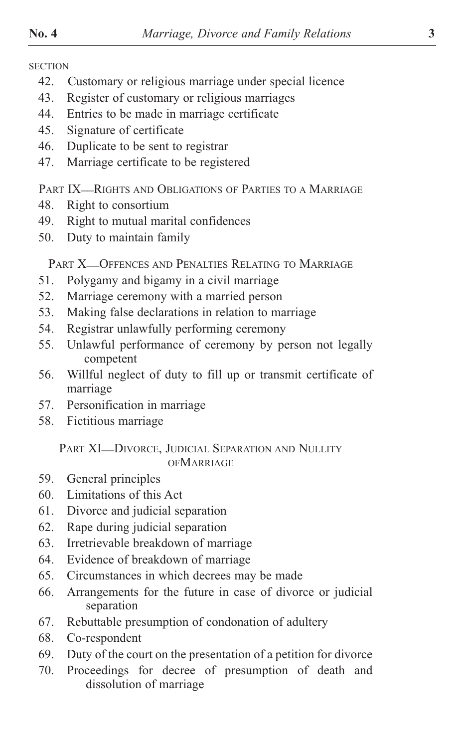SECTION

42. Customary or religious marriage under special licence
43. Register of customary or religious marriages
44. Entries to be made in marriage certificate
45. Signature of certificate
46. Duplicate to be sent to registrar
47. Marriage certificate to be registered

PART IX—RIGHTS AND OBLIGATIONS OF PARTIES TO A MARRIAGE

48. Right to consortium
49. Right to mutual marital confidences
50. Duty to maintain family

PART X—OFFENCES AND PENALTIES RELATING TO MARRIAGE

51. Polygamy and bigamy in a civil marriage
52. Marriage ceremony with a married person
53. Making false declarations in relation to marriage
54. Registrar unlawfully performing ceremony
55. Unlawful performance of ceremony by person not legally competent
56. Willful neglect of duty to fill up or transmit certificate of marriage
57. Personification in marriage
58. Fictitious marriage

PART XI—DIVORCE, JUDICIAL SEPARATION AND NULLITY OFMARRIAGE

59. General principles
60. Limitations of this Act
61. Divorce and judicial separation
62. Rape during judicial separation
63. Irretrievable breakdown of marriage
64. Evidence of breakdown of marriage
65. Circumstances in which decrees may be made
66. Arrangements for the future in case of divorce or judicial separation
67. Rebuttable presumption of condonation of adultery
68. Co-respondent
69. Duty of the court on the presentation of a petition for divorce
70. Proceedings for decree of presumption of death and dissolution of marriage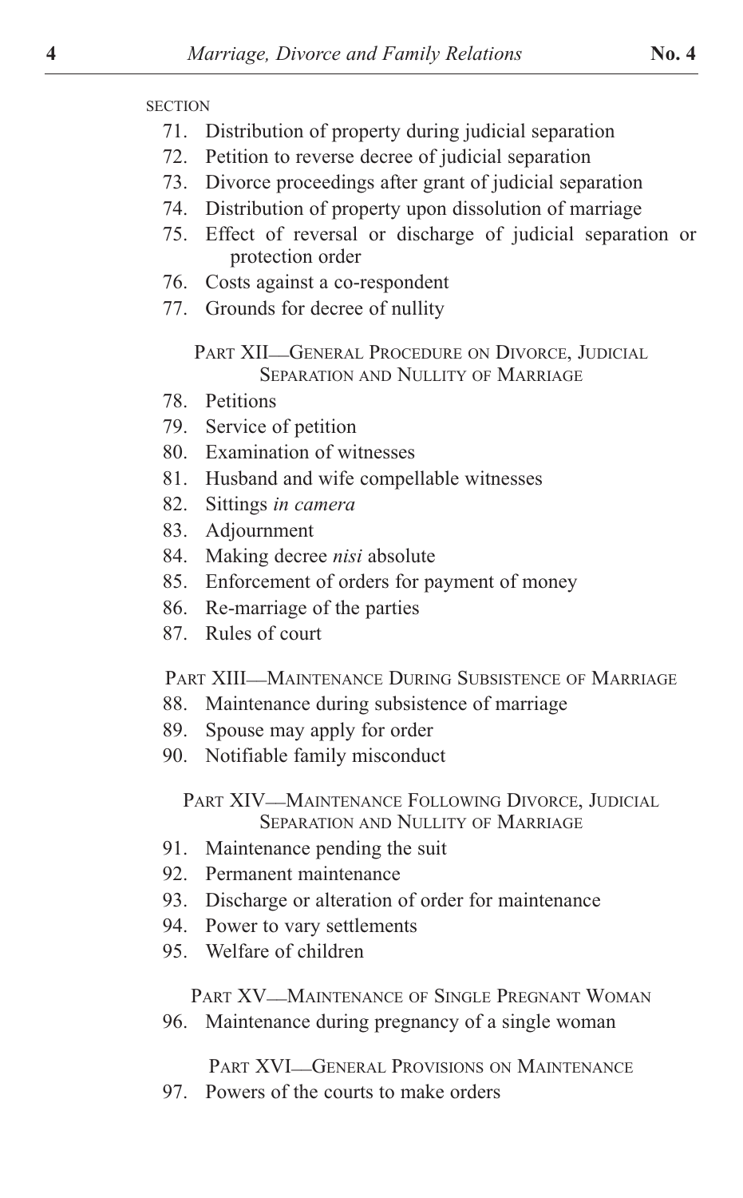SECTION

71. Distribution of property during judicial separation
72. Petition to reverse decree of judicial separation
73. Divorce proceedings after grant of judicial separation
74. Distribution of property upon dissolution of marriage
75. Effect of reversal or discharge of judicial separation or protection order
76. Costs against a co-respondent
77. Grounds for decree of nullity

PART XII—GENERAL PROCEDURE ON DIVORCE, JUDICIAL SEPARATION AND NULLITY OF MARRIAGE

78. Petitions
79. Service of petition
80. Examination of witnesses
81. Husband and wife compellable witnesses
82. Sittings *in camera*
83. Adjournment
84. Making decree *nisi* absolute
85. Enforcement of orders for payment of money
86. Re-marriage of the parties
87. Rules of court

PART XIII—MAINTENANCE DURING SUBSISTENCE OF MARRIAGE

88. Maintenance during subsistence of marriage
89. Spouse may apply for order
90. Notifiable family misconduct

PART XIV—MAINTENANCE FOLLOWING DIVORCE, JUDICIAL SEPARATION AND NULLITY OF MARRIAGE

91. Maintenance pending the suit
92. Permanent maintenance
93. Discharge or alteration of order for maintenance
94. Power to vary settlements
95. Welfare of children

PART XV—MAINTENANCE OF SINGLE PREGNANT WOMAN

96. Maintenance during pregnancy of a single woman

PART XVI—GENERAL PROVISIONS ON MAINTENANCE

97. Powers of the courts to make orders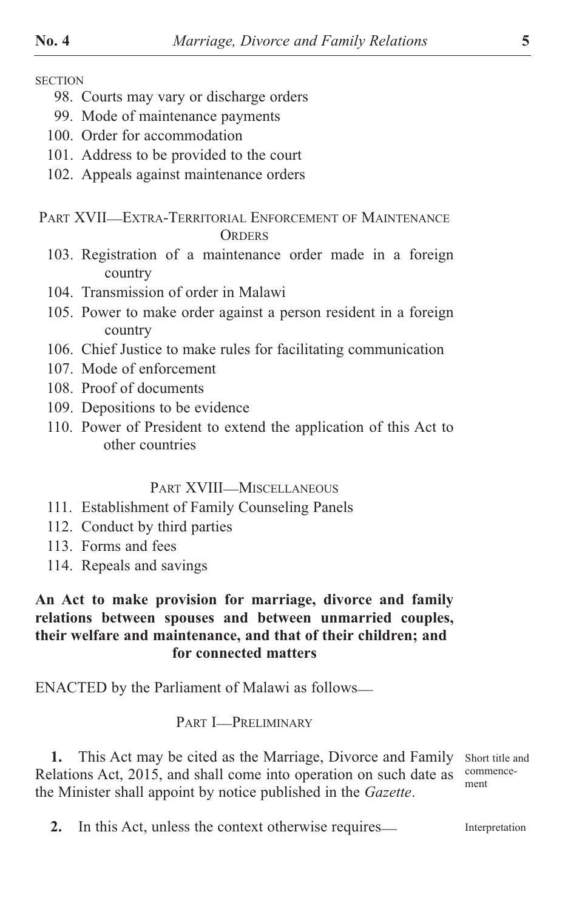SECTION

98. Courts may vary or discharge orders
99. Mode of maintenance payments
100. Order for accommodation
101. Address to be provided to the court
102. Appeals against maintenance orders

PART XVII—EXTRA-TERRITORIAL ENFORCEMENT OF MAINTENANCE ORDERS

103. Registration of a maintenance order made in a foreign country
104. Transmission of order in Malawi
105. Power to make order against a person resident in a foreign country
106. Chief Justice to make rules for facilitating communication
107. Mode of enforcement
108. Proof of documents
109. Depositions to be evidence
110. Power of President to extend the application of this Act to other countries

PART XVIII—MISCELLANEOUS

111. Establishment of Family Counseling Panels
112. Conduct by third parties
113. Forms and fees
114. Repeals and savings

**An Act to make provision for marriage, divorce and family relations between spouses and between unmarried couples, their welfare and maintenance, and that of their children; and for connected matters**

ENACTED by the Parliament of Malawi as follows—

PART I—PRELIMINARY

Short title and commencement

**1.** This Act may be cited as the Marriage, Divorce and Family Relations Act, 2015, and shall come into operation on such date as the Minister shall appoint by notice published in the *Gazette*.

Interpretation

**2.** In this Act, unless the context otherwise requires—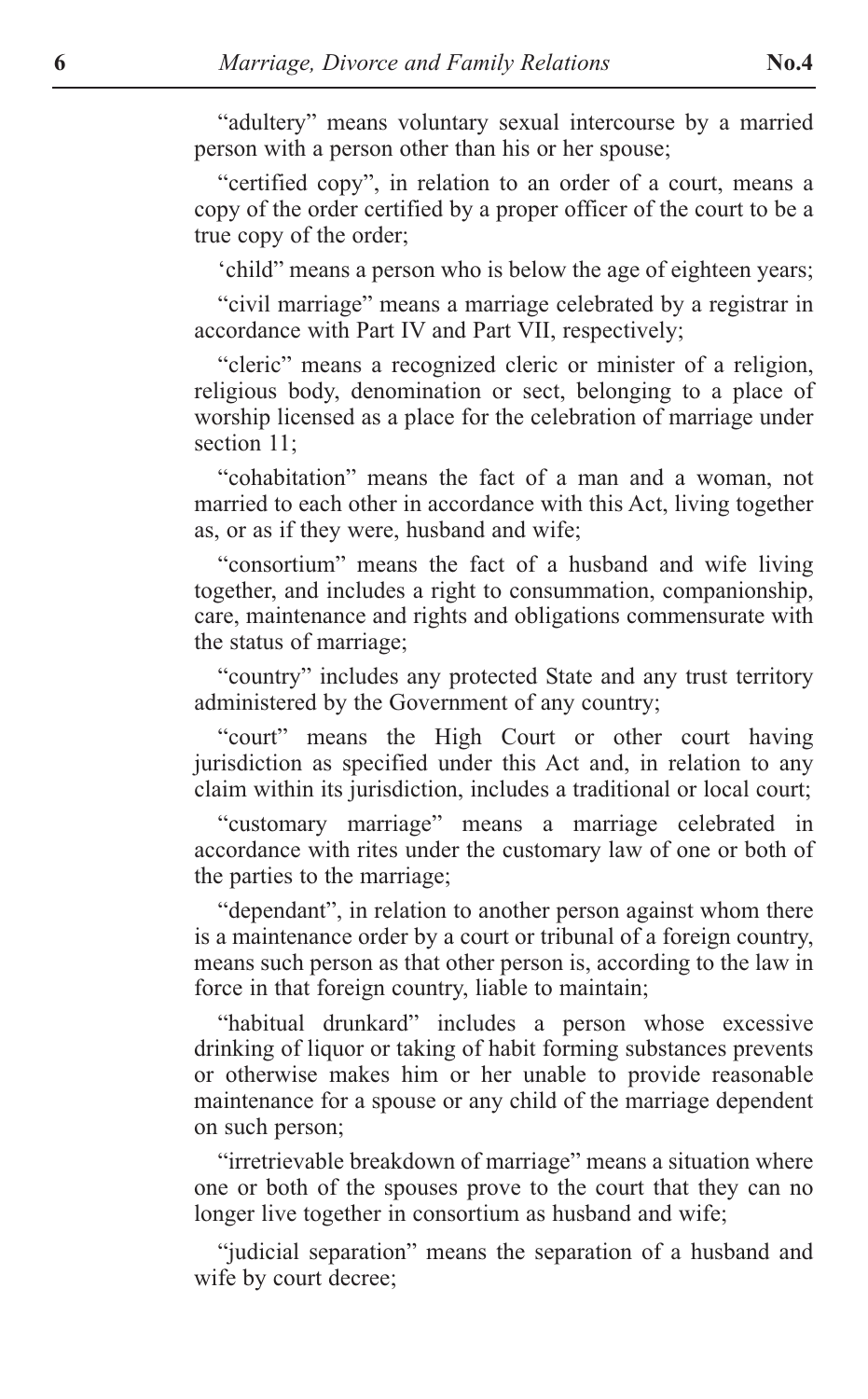"adultery" means voluntary sexual intercourse by a married person with a person other than his or her spouse;

"certified copy", in relation to an order of a court, means a copy of the order certified by a proper officer of the court to be a true copy of the order;

'child" means a person who is below the age of eighteen years;

"civil marriage" means a marriage celebrated by a registrar in accordance with Part IV and Part VII, respectively;

"cleric" means a recognized cleric or minister of a religion, religious body, denomination or sect, belonging to a place of worship licensed as a place for the celebration of marriage under section 11;

"cohabitation" means the fact of a man and a woman, not married to each other in accordance with this Act, living together as, or as if they were, husband and wife;

"consortium" means the fact of a husband and wife living together, and includes a right to consummation, companionship, care, maintenance and rights and obligations commensurate with the status of marriage;

"country" includes any protected State and any trust territory administered by the Government of any country;

"court" means the High Court or other court having jurisdiction as specified under this Act and, in relation to any claim within its jurisdiction, includes a traditional or local court;

"customary marriage" means a marriage celebrated in accordance with rites under the customary law of one or both of the parties to the marriage;

"dependant", in relation to another person against whom there is a maintenance order by a court or tribunal of a foreign country, means such person as that other person is, according to the law in force in that foreign country, liable to maintain;

"habitual drunkard" includes a person whose excessive drinking of liquor or taking of habit forming substances prevents or otherwise makes him or her unable to provide reasonable maintenance for a spouse or any child of the marriage dependent on such person;

"irretrievable breakdown of marriage" means a situation where one or both of the spouses prove to the court that they can no longer live together in consortium as husband and wife;

"judicial separation" means the separation of a husband and wife by court decree;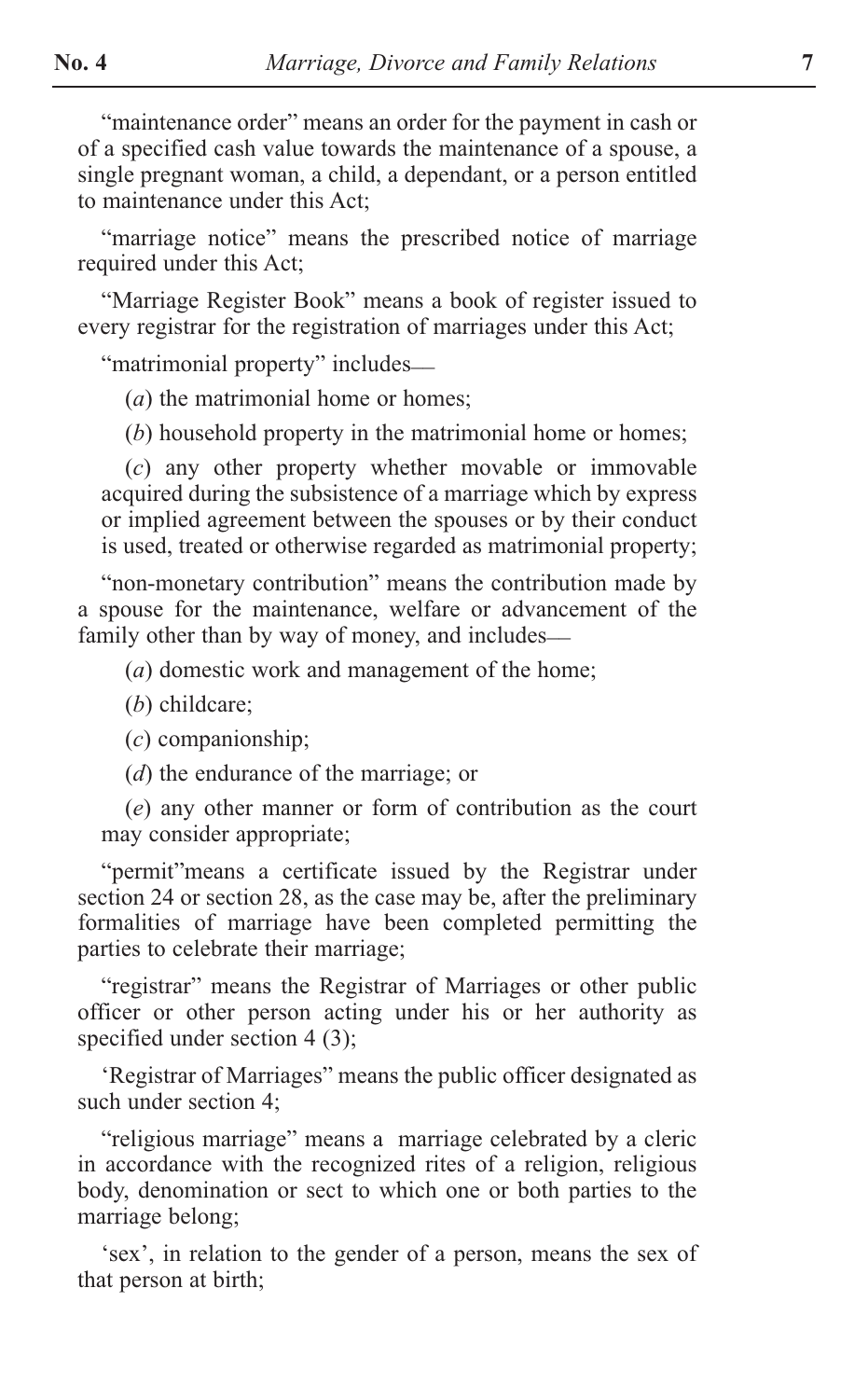"maintenance order" means an order for the payment in cash or of a specified cash value towards the maintenance of a spouse, a single pregnant woman, a child, a dependant, or a person entitled to maintenance under this Act;

"marriage notice" means the prescribed notice of marriage required under this Act;

"Marriage Register Book" means a book of register issued to every registrar for the registration of marriages under this Act;

"matrimonial property" includes—

(*a*) the matrimonial home or homes;

(*b*) household property in the matrimonial home or homes;

(*c*) any other property whether movable or immovable acquired during the subsistence of a marriage which by express or implied agreement between the spouses or by their conduct is used, treated or otherwise regarded as matrimonial property;

"non-monetary contribution" means the contribution made by a spouse for the maintenance, welfare or advancement of the family other than by way of money, and includes—

(*a*) domestic work and management of the home;

(*b*) childcare;

(*c*) companionship;

(*d*) the endurance of the marriage; or

(*e*) any other manner or form of contribution as the court may consider appropriate;

"permit"means a certificate issued by the Registrar under section 24 or section 28, as the case may be, after the preliminary formalities of marriage have been completed permitting the parties to celebrate their marriage;

"registrar" means the Registrar of Marriages or other public officer or other person acting under his or her authority as specified under section 4 (3);

'Registrar of Marriages" means the public officer designated as such under section 4;

"religious marriage" means a marriage celebrated by a cleric in accordance with the recognized rites of a religion, religious body, denomination or sect to which one or both parties to the marriage belong;

'sex', in relation to the gender of a person, means the sex of that person at birth;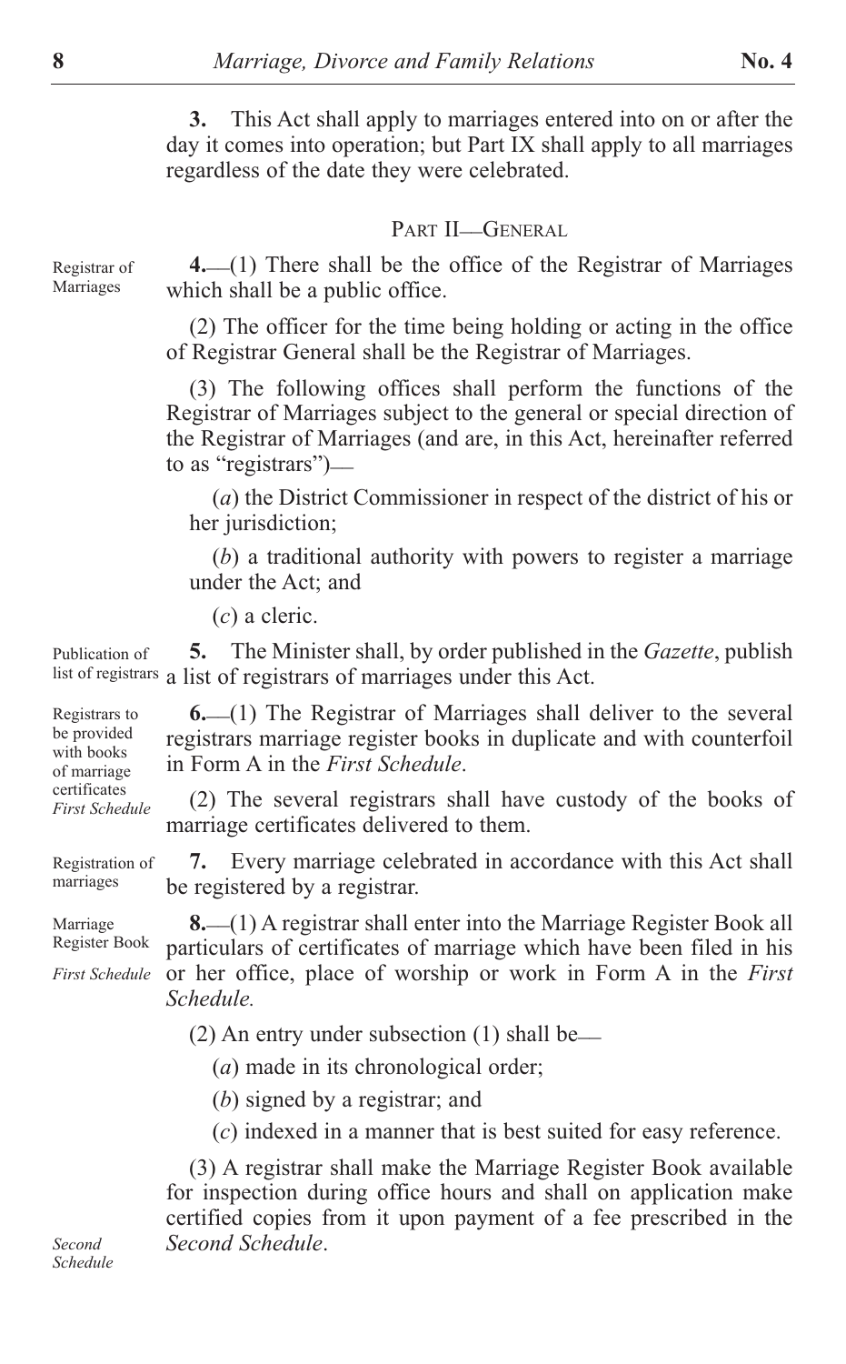**3.** This Act shall apply to marriages entered into on or after the day it comes into operation; but Part IX shall apply to all marriages regardless of the date they were celebrated.

## PART II—GENERAL

*Registrar of Marriages*

**4.**—(1) There shall be the office of the Registrar of Marriages which shall be a public office.

(2) The officer for the time being holding or acting in the office of Registrar General shall be the Registrar of Marriages.

(3) The following offices shall perform the functions of the Registrar of Marriages subject to the general or special direction of the Registrar of Marriages (and are, in this Act, hereinafter referred to as "registrars")—

(*a*) the District Commissioner in respect of the district of his or her jurisdiction;

(*b*) a traditional authority with powers to register a marriage under the Act; and

(*c*) a cleric.

*Publication of list of registrars*

**5.** The Minister shall, by order published in the *Gazette*, publish a list of registrars of marriages under this Act.

*Registrars to be provided with books of marriage certificates*
*First Schedule*

**6.**—(1) The Registrar of Marriages shall deliver to the several registrars marriage register books in duplicate and with counterfoil in Form A in the *First Schedule*.

(2) The several registrars shall have custody of the books of marriage certificates delivered to them.

*Registration of marriages*

**7.** Every marriage celebrated in accordance with this Act shall be registered by a registrar.

*Marriage Register Book*
*First Schedule*

**8.**—(1) A registrar shall enter into the Marriage Register Book all particulars of certificates of marriage which have been filed in his or her office, place of worship or work in Form A in the *First Schedule.*

(2) An entry under subsection (1) shall be—

(*a*) made in its chronological order;

(*b*) signed by a registrar; and

(*c*) indexed in a manner that is best suited for easy reference.

(3) A registrar shall make the Marriage Register Book available for inspection during office hours and shall on application make certified copies from it upon payment of a fee prescribed in the *Second Schedule*.

*Second Schedule*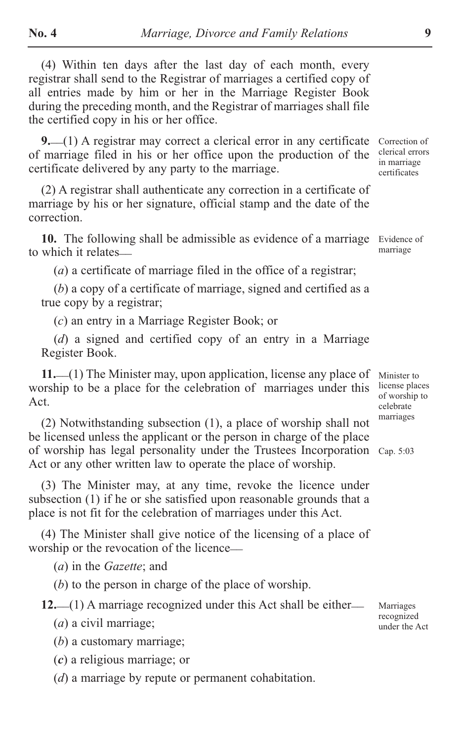(4) Within ten days after the last day of each month, every registrar shall send to the Registrar of marriages a certified copy of all entries made by him or her in the Marriage Register Book during the preceding month, and the Registrar of marriages shall file the certified copy in his or her office.

*Correction of clerical errors in marriage certificates*

**9.**—(1) A registrar may correct a clerical error in any certificate of marriage filed in his or her office upon the production of the certificate delivered by any party to the marriage.

(2) A registrar shall authenticate any correction in a certificate of marriage by his or her signature, official stamp and the date of the correction.

*Evidence of marriage*

**10.** The following shall be admissible as evidence of a marriage to which it relates—

(*a*) a certificate of marriage filed in the office of a registrar;

(*b*) a copy of a certificate of marriage, signed and certified as a true copy by a registrar;

(*c*) an entry in a Marriage Register Book; or

(*d*) a signed and certified copy of an entry in a Marriage Register Book.

*Minister to license places of worship to celebrate marriages*

**11.**—(1) The Minister may, upon application, license any place of worship to be a place for the celebration of marriages under this Act.

(2) Notwithstanding subsection (1), a place of worship shall not be licensed unless the applicant or the person in charge of the place of worship has legal personality under the Trustees Incorporation Act or any other written law to operate the place of worship.

*Cap. 5:03*

(3) The Minister may, at any time, revoke the licence under subsection (1) if he or she satisfied upon reasonable grounds that a place is not fit for the celebration of marriages under this Act.

(4) The Minister shall give notice of the licensing of a place of worship or the revocation of the licence—

(*a*) in the *Gazette*; and

(*b*) to the person in charge of the place of worship.

*Marriages recognized under the Act*

**12.**—(1) A marriage recognized under this Act shall be either—

(*a*) a civil marriage;

(*b*) a customary marriage;

(*c*) a religious marriage; or

(*d*) a marriage by repute or permanent cohabitation.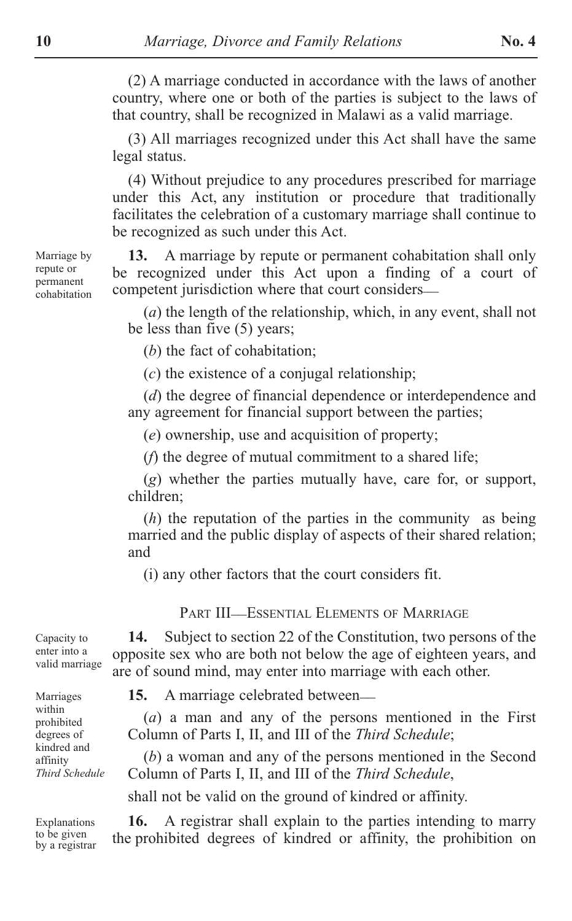(2) A marriage conducted in accordance with the laws of another country, where one or both of the parties is subject to the laws of that country, shall be recognized in Malawi as a valid marriage.

(3) All marriages recognized under this Act shall have the same legal status.

(4) Without prejudice to any procedures prescribed for marriage under this Act, any institution or procedure that traditionally facilitates the celebration of a customary marriage shall continue to be recognized as such under this Act.

Marriage by repute or permanent cohabitation

**13.** A marriage by repute or permanent cohabitation shall only be recognized under this Act upon a finding of a court of competent jurisdiction where that court considers—

(*a*) the length of the relationship, which, in any event, shall not be less than five (5) years;

(*b*) the fact of cohabitation;

(*c*) the existence of a conjugal relationship;

(*d*) the degree of financial dependence or interdependence and any agreement for financial support between the parties;

(*e*) ownership, use and acquisition of property;

(*f*) the degree of mutual commitment to a shared life;

(*g*) whether the parties mutually have, care for, or support, children;

(*h*) the reputation of the parties in the community as being married and the public display of aspects of their shared relation; and

(i) any other factors that the court considers fit.

## PART III—ESSENTIAL ELEMENTS OF MARRIAGE

Capacity to enter into a valid marriage

**14.** Subject to section 22 of the Constitution, two persons of the opposite sex who are both not below the age of eighteen years, and are of sound mind, may enter into marriage with each other.

Marriages within prohibited degrees of kindred and affinity *Third Schedule*

**15.** A marriage celebrated between—

(*a*) a man and any of the persons mentioned in the First Column of Parts I, II, and III of the *Third Schedule*;

(*b*) a woman and any of the persons mentioned in the Second Column of Parts I, II, and III of the *Third Schedule*,

shall not be valid on the ground of kindred or affinity.

Explanations to be given by a registrar

**16.** A registrar shall explain to the parties intending to marry the prohibited degrees of kindred or affinity, the prohibition on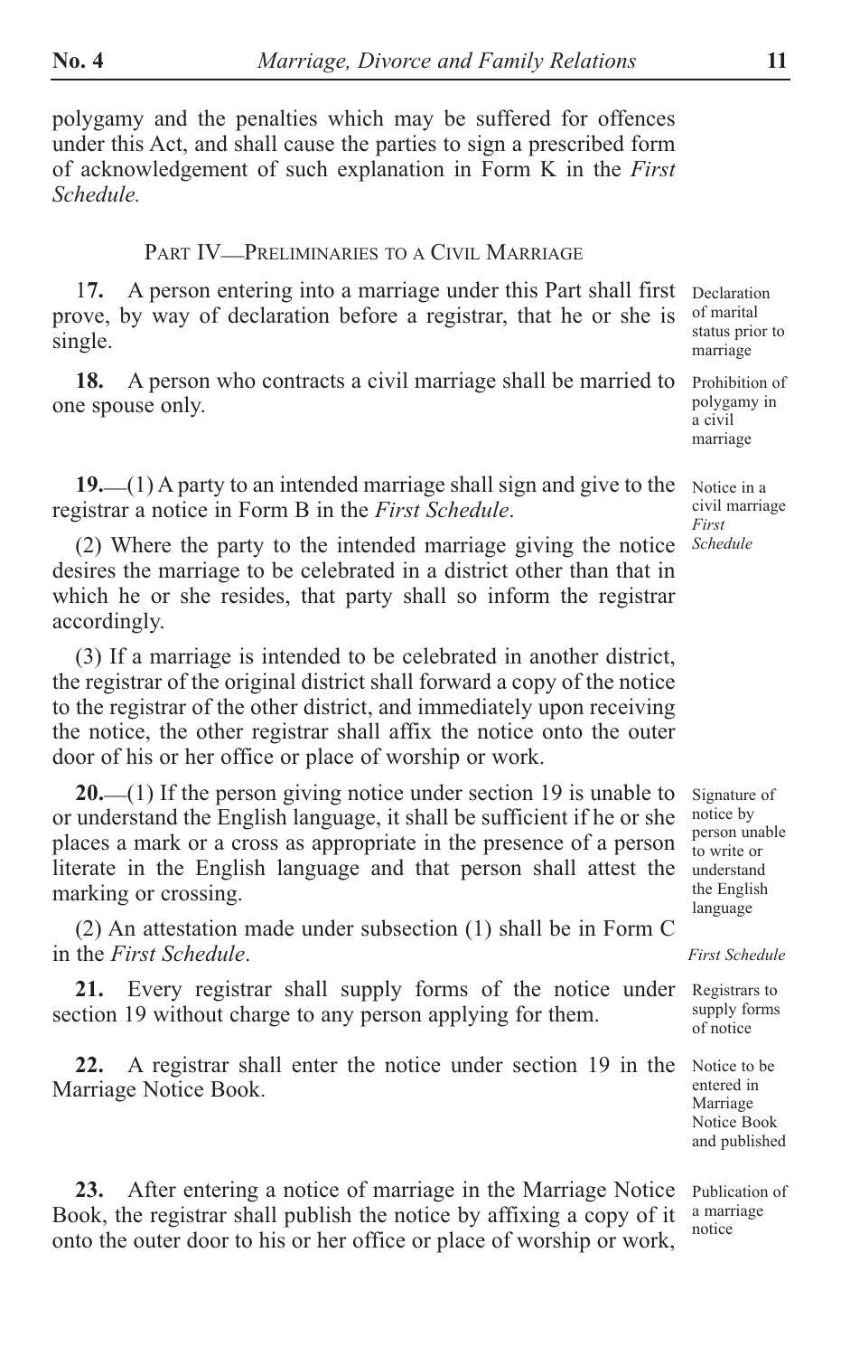polygamy and the penalties which may be suffered for offences under this Act, and shall cause the parties to sign a prescribed form of acknowledgement of such explanation in Form K in the *First Schedule.*

## PART IV—PRELIMINARIES TO A CIVIL MARRIAGE

*Declaration of marital status prior to marriage*

**17.** A person entering into a marriage under this Part shall first prove, by way of declaration before a registrar, that he or she is single.

*Prohibition of polygamy in a civil marriage*

**18.** A person who contracts a civil marriage shall be married to one spouse only.

*Notice in a civil marriage*
*First Schedule*

**19.**—(1) A party to an intended marriage shall sign and give to the registrar a notice in Form B in the *First Schedule*.

(2) Where the party to the intended marriage giving the notice desires the marriage to be celebrated in a district other than that in which he or she resides, that party shall so inform the registrar accordingly.

(3) If a marriage is intended to be celebrated in another district, the registrar of the original district shall forward a copy of the notice to the registrar of the other district, and immediately upon receiving the notice, the other registrar shall affix the notice onto the outer door of his or her office or place of worship or work.

*Signature of notice by person unable to write or understand the English language*

**20.**—(1) If the person giving notice under section 19 is unable to or understand the English language, it shall be sufficient if he or she places a mark or a cross as appropriate in the presence of a person literate in the English language and that person shall attest the marking or crossing.

*First Schedule*

(2) An attestation made under subsection (1) shall be in Form C in the *First Schedule*.

*Registrars to supply forms of notice*

**21.** Every registrar shall supply forms of the notice under section 19 without charge to any person applying for them.

*Notice to be entered in Marriage Notice Book and published*

**22.** A registrar shall enter the notice under section 19 in the Marriage Notice Book.

*Publication of a marriage notice*

**23.** After entering a notice of marriage in the Marriage Notice Book, the registrar shall publish the notice by affixing a copy of it onto the outer door to his or her office or place of worship or work,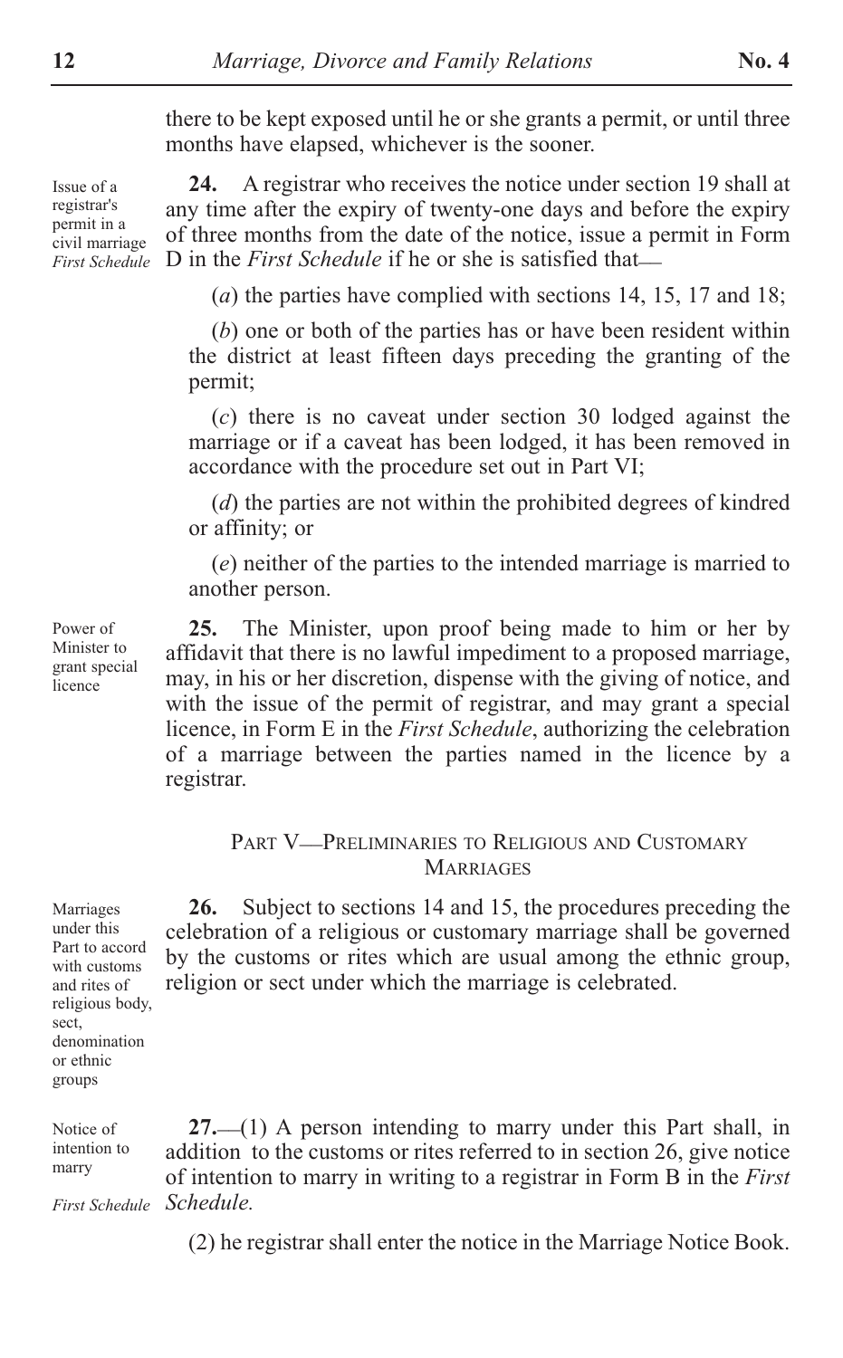there to be kept exposed until he or she grants a permit, or until three months have elapsed, whichever is the sooner.

Issue of a registrar's permit in a civil marriage *First Schedule*

**24.** A registrar who receives the notice under section 19 shall at any time after the expiry of twenty-one days and before the expiry of three months from the date of the notice, issue a permit in Form D in the *First Schedule* if he or she is satisfied that—

(*a*) the parties have complied with sections 14, 15, 17 and 18;

(*b*) one or both of the parties has or have been resident within the district at least fifteen days preceding the granting of the permit;

(*c*) there is no caveat under section 30 lodged against the marriage or if a caveat has been lodged, it has been removed in accordance with the procedure set out in Part VI;

(*d*) the parties are not within the prohibited degrees of kindred or affinity; or

(*e*) neither of the parties to the intended marriage is married to another person.

Power of Minister to grant special licence

**25.** The Minister, upon proof being made to him or her by affidavit that there is no lawful impediment to a proposed marriage, may, in his or her discretion, dispense with the giving of notice, and with the issue of the permit of registrar, and may grant a special licence, in Form E in the *First Schedule*, authorizing the celebration of a marriage between the parties named in the licence by a registrar.

## PART V—PRELIMINARIES TO RELIGIOUS AND CUSTOMARY MARRIAGES

Marriages under this Part to accord with customs and rites of religious body, sect, denomination or ethnic groups

**26.** Subject to sections 14 and 15, the procedures preceding the celebration of a religious or customary marriage shall be governed by the customs or rites which are usual among the ethnic group, religion or sect under which the marriage is celebrated.

Notice of intention to marry

*First Schedule*

**27.**—(1) A person intending to marry under this Part shall, in addition to the customs or rites referred to in section 26, give notice of intention to marry in writing to a registrar in Form B in the *First Schedule.*

(2) he registrar shall enter the notice in the Marriage Notice Book.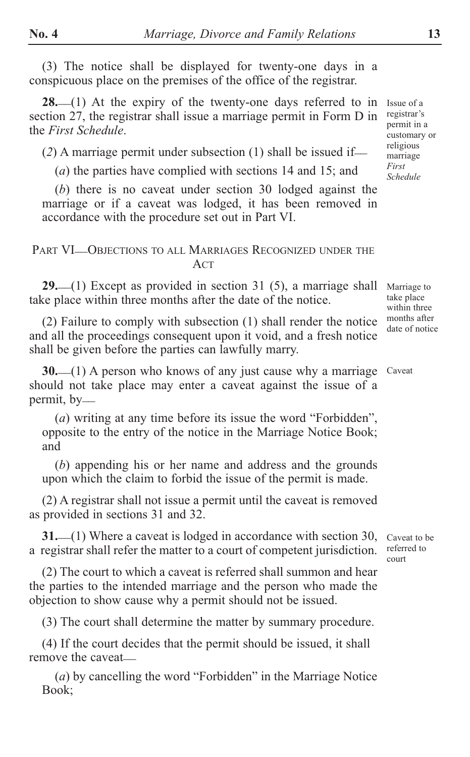(3) The notice shall be displayed for twenty-one days in a conspicuous place on the premises of the office of the registrar.

**28.**—(1) At the expiry of the twenty-one days referred to in section 27, the registrar shall issue a marriage permit in Form D in the *First Schedule*.

*Issue of a registrar's permit in a customary or religious marriage*
*First Schedule*

(*2*) A marriage permit under subsection (1) shall be issued if—

(*a*) the parties have complied with sections 14 and 15; and

(*b*) there is no caveat under section 30 lodged against the marriage or if a caveat was lodged, it has been removed in accordance with the procedure set out in Part VI.

## PART VI—OBJECTIONS TO ALL MARRIAGES RECOGNIZED UNDER THE ACT

**29.**—(1) Except as provided in section 31 (5), a marriage shall take place within three months after the date of the notice.

*Marriage to take place within three months after date of notice*

(2) Failure to comply with subsection (1) shall render the notice and all the proceedings consequent upon it void, and a fresh notice shall be given before the parties can lawfully marry.

**30.**—(1) A person who knows of any just cause why a marriage should not take place may enter a caveat against the issue of a permit, by—

*Caveat*

(*a*) writing at any time before its issue the word "Forbidden", opposite to the entry of the notice in the Marriage Notice Book; and

(*b*) appending his or her name and address and the grounds upon which the claim to forbid the issue of the permit is made.

(2) A registrar shall not issue a permit until the caveat is removed as provided in sections 31 and 32.

**31.**—(1) Where a caveat is lodged in accordance with section 30, a registrar shall refer the matter to a court of competent jurisdiction.

*Caveat to be referred to court*

(2) The court to which a caveat is referred shall summon and hear the parties to the intended marriage and the person who made the objection to show cause why a permit should not be issued.

(3) The court shall determine the matter by summary procedure.

(4) If the court decides that the permit should be issued, it shall remove the caveat—

(*a*) by cancelling the word "Forbidden" in the Marriage Notice Book;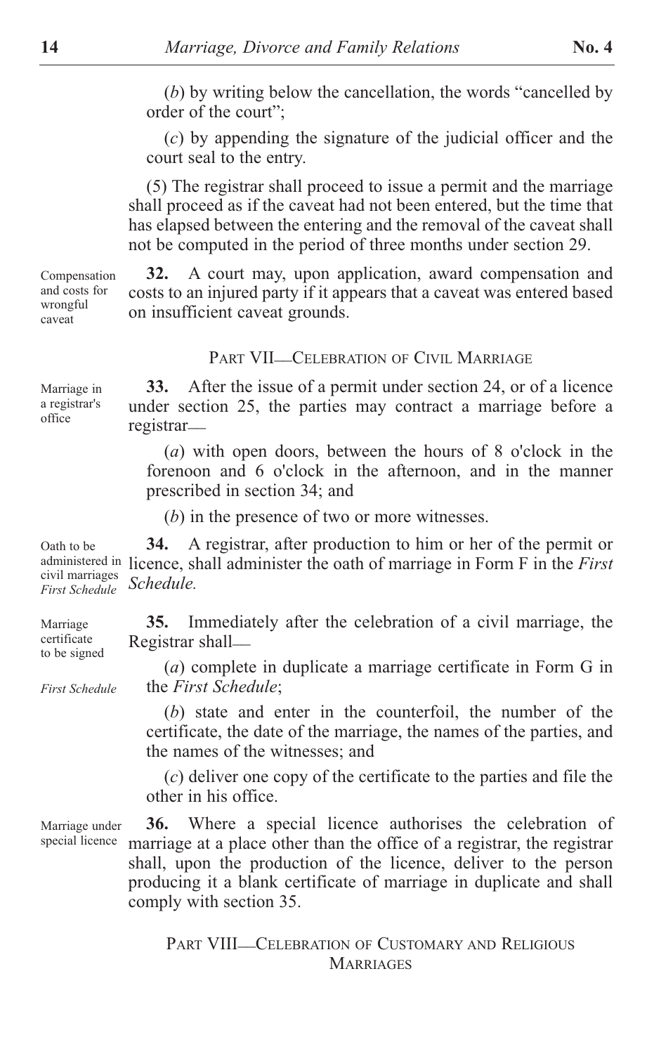(*b*) by writing below the cancellation, the words "cancelled by order of the court";

(*c*) by appending the signature of the judicial officer and the court seal to the entry.

(5) The registrar shall proceed to issue a permit and the marriage shall proceed as if the caveat had not been entered, but the time that has elapsed between the entering and the removal of the caveat shall not be computed in the period of three months under section 29.

Compensation and costs for wrongful caveat

**32.** A court may, upon application, award compensation and costs to an injured party if it appears that a caveat was entered based on insufficient caveat grounds.

## PART VII—CELEBRATION OF CIVIL MARRIAGE

Marriage in a registrar's office

**33.** After the issue of a permit under section 24, or of a licence under section 25, the parties may contract a marriage before a registrar—

(*a*) with open doors, between the hours of 8 o'clock in the forenoon and 6 o'clock in the afternoon, and in the manner prescribed in section 34; and

(*b*) in the presence of two or more witnesses.

Oath to be administered in civil marriages *First Schedule*

**34.** A registrar, after production to him or her of the permit or licence, shall administer the oath of marriage in Form F in the *First Schedule.*

Marriage certificate to be signed

**35.** Immediately after the celebration of a civil marriage, the Registrar shall—

*First Schedule*

(*a*) complete in duplicate a marriage certificate in Form G in the *First Schedule*;

(*b*) state and enter in the counterfoil, the number of the certificate, the date of the marriage, the names of the parties, and the names of the witnesses; and

(*c*) deliver one copy of the certificate to the parties and file the other in his office.

Marriage under special licence

**36.** Where a special licence authorises the celebration of marriage at a place other than the office of a registrar, the registrar shall, upon the production of the licence, deliver to the person producing it a blank certificate of marriage in duplicate and shall comply with section 35.

## PART VIII—CELEBRATION OF CUSTOMARY AND RELIGIOUS MARRIAGES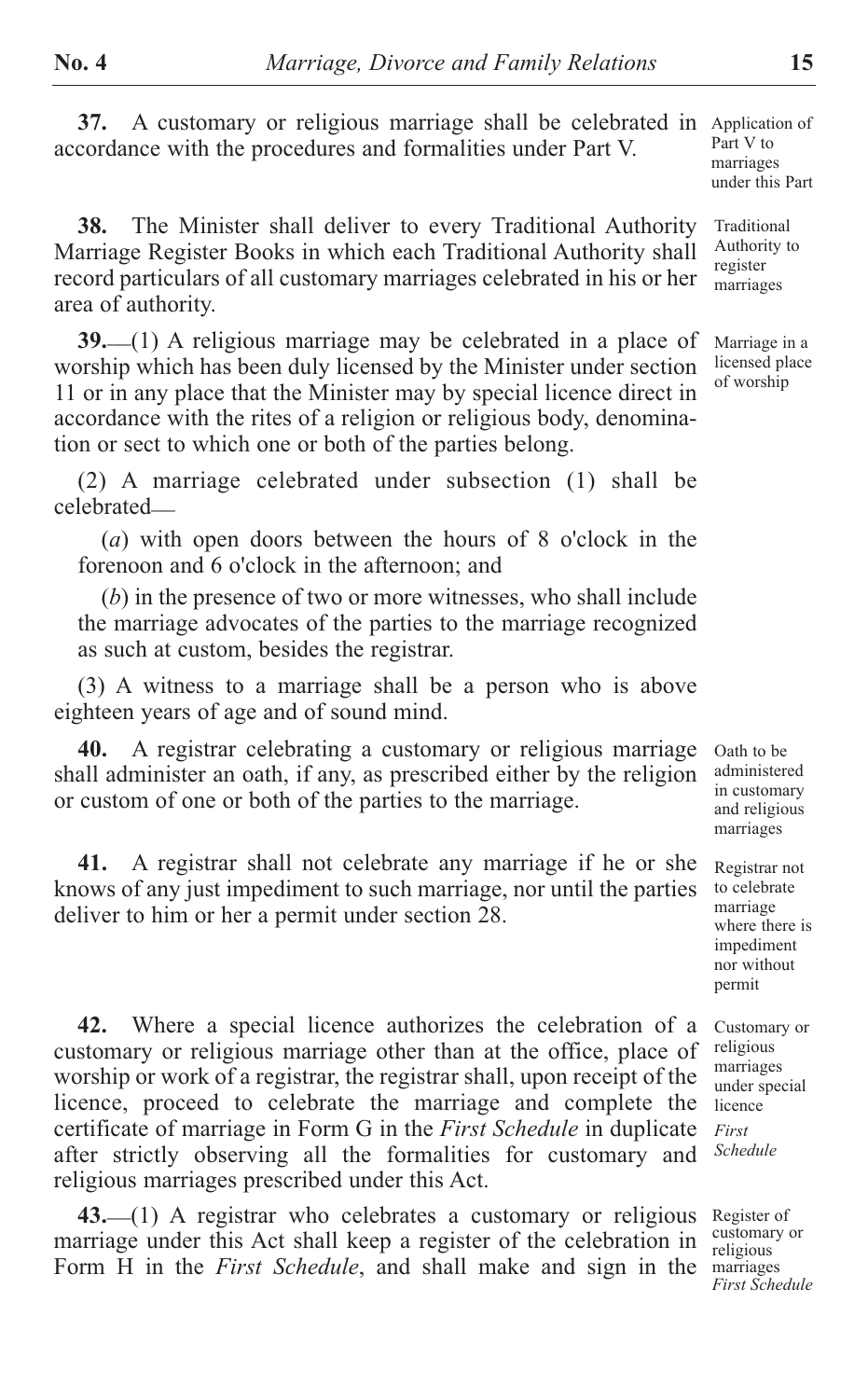**37.** A customary or religious marriage shall be celebrated in accordance with the procedures and formalities under Part V.

Application of Part V to marriages under this Part

**38.** The Minister shall deliver to every Traditional Authority Marriage Register Books in which each Traditional Authority shall record particulars of all customary marriages celebrated in his or her area of authority.

Traditional Authority to register marriages

**39.**—(1) A religious marriage may be celebrated in a place of worship which has been duly licensed by the Minister under section 11 or in any place that the Minister may by special licence direct in accordance with the rites of a religion or religious body, denomination or sect to which one or both of the parties belong.

Marriage in a licensed place of worship

(2) A marriage celebrated under subsection (1) shall be celebrated—

(*a*) with open doors between the hours of 8 o'clock in the forenoon and 6 o'clock in the afternoon; and

(*b*) in the presence of two or more witnesses, who shall include the marriage advocates of the parties to the marriage recognized as such at custom, besides the registrar.

(3) A witness to a marriage shall be a person who is above eighteen years of age and of sound mind.

**40.** A registrar celebrating a customary or religious marriage shall administer an oath, if any, as prescribed either by the religion or custom of one or both of the parties to the marriage.

Oath to be administered in customary and religious marriages

**41.** A registrar shall not celebrate any marriage if he or she knows of any just impediment to such marriage, nor until the parties deliver to him or her a permit under section 28.

Registrar not to celebrate marriage where there is impediment nor without permit

**42.** Where a special licence authorizes the celebration of a customary or religious marriage other than at the office, place of worship or work of a registrar, the registrar shall, upon receipt of the licence, proceed to celebrate the marriage and complete the certificate of marriage in Form G in the *First Schedule* in duplicate after strictly observing all the formalities for customary and religious marriages prescribed under this Act.

Customary or religious marriages under special licence

*First Schedule*

**43.**—(1) A registrar who celebrates a customary or religious marriage under this Act shall keep a register of the celebration in Form H in the *First Schedule*, and shall make and sign in the

Register of customary or religious marriages

*First Schedule*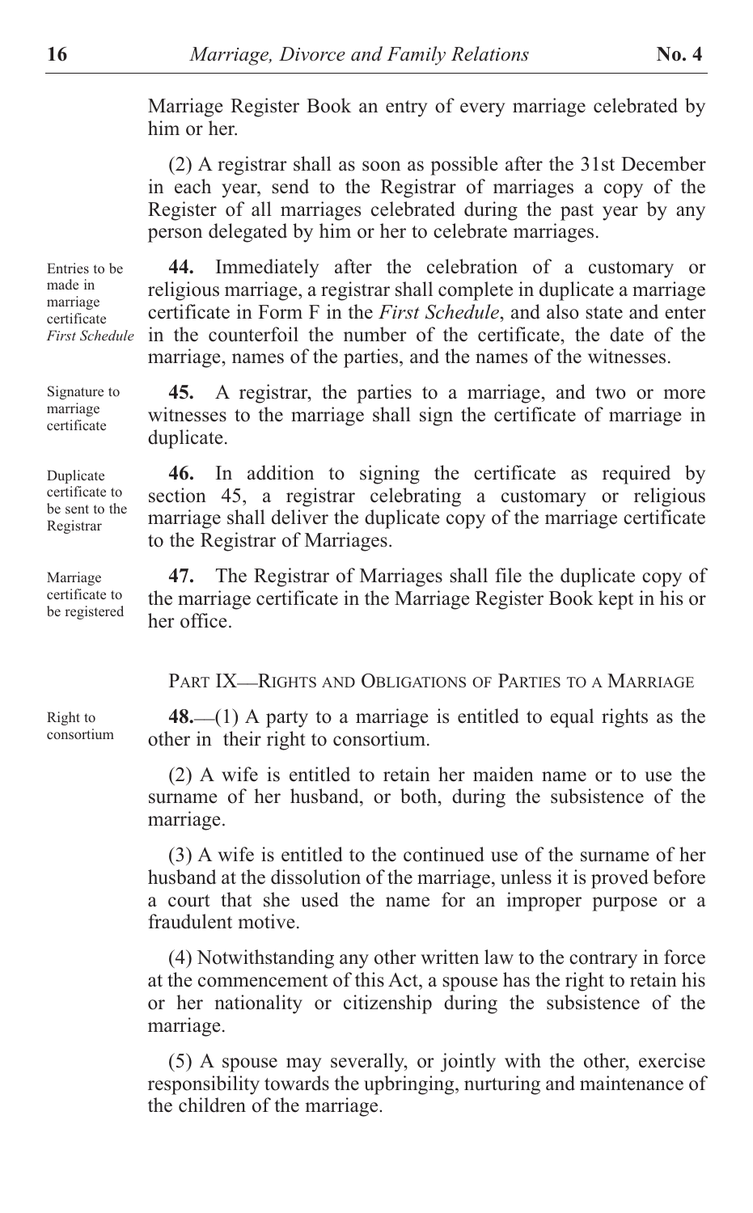Marriage Register Book an entry of every marriage celebrated by him or her.

(2) A registrar shall as soon as possible after the 31st December in each year, send to the Registrar of marriages a copy of the Register of all marriages celebrated during the past year by any person delegated by him or her to celebrate marriages.

Entries to be made in marriage certificate *First Schedule*

**44.** Immediately after the celebration of a customary or religious marriage, a registrar shall complete in duplicate a marriage certificate in Form F in the *First Schedule*, and also state and enter in the counterfoil the number of the certificate, the date of the marriage, names of the parties, and the names of the witnesses.

Signature to marriage certificate

**45.** A registrar, the parties to a marriage, and two or more witnesses to the marriage shall sign the certificate of marriage in duplicate.

Duplicate certificate to be sent to the Registrar

**46.** In addition to signing the certificate as required by section 45, a registrar celebrating a customary or religious marriage shall deliver the duplicate copy of the marriage certificate to the Registrar of Marriages.

Marriage certificate to be registered

**47.** The Registrar of Marriages shall file the duplicate copy of the marriage certificate in the Marriage Register Book kept in his or her office.

## PART IX—RIGHTS AND OBLIGATIONS OF PARTIES TO A MARRIAGE

Right to consortium

**48.**—(1) A party to a marriage is entitled to equal rights as the other in their right to consortium.

(2) A wife is entitled to retain her maiden name or to use the surname of her husband, or both, during the subsistence of the marriage.

(3) A wife is entitled to the continued use of the surname of her husband at the dissolution of the marriage, unless it is proved before a court that she used the name for an improper purpose or a fraudulent motive.

(4) Notwithstanding any other written law to the contrary in force at the commencement of this Act, a spouse has the right to retain his or her nationality or citizenship during the subsistence of the marriage.

(5) A spouse may severally, or jointly with the other, exercise responsibility towards the upbringing, nurturing and maintenance of the children of the marriage.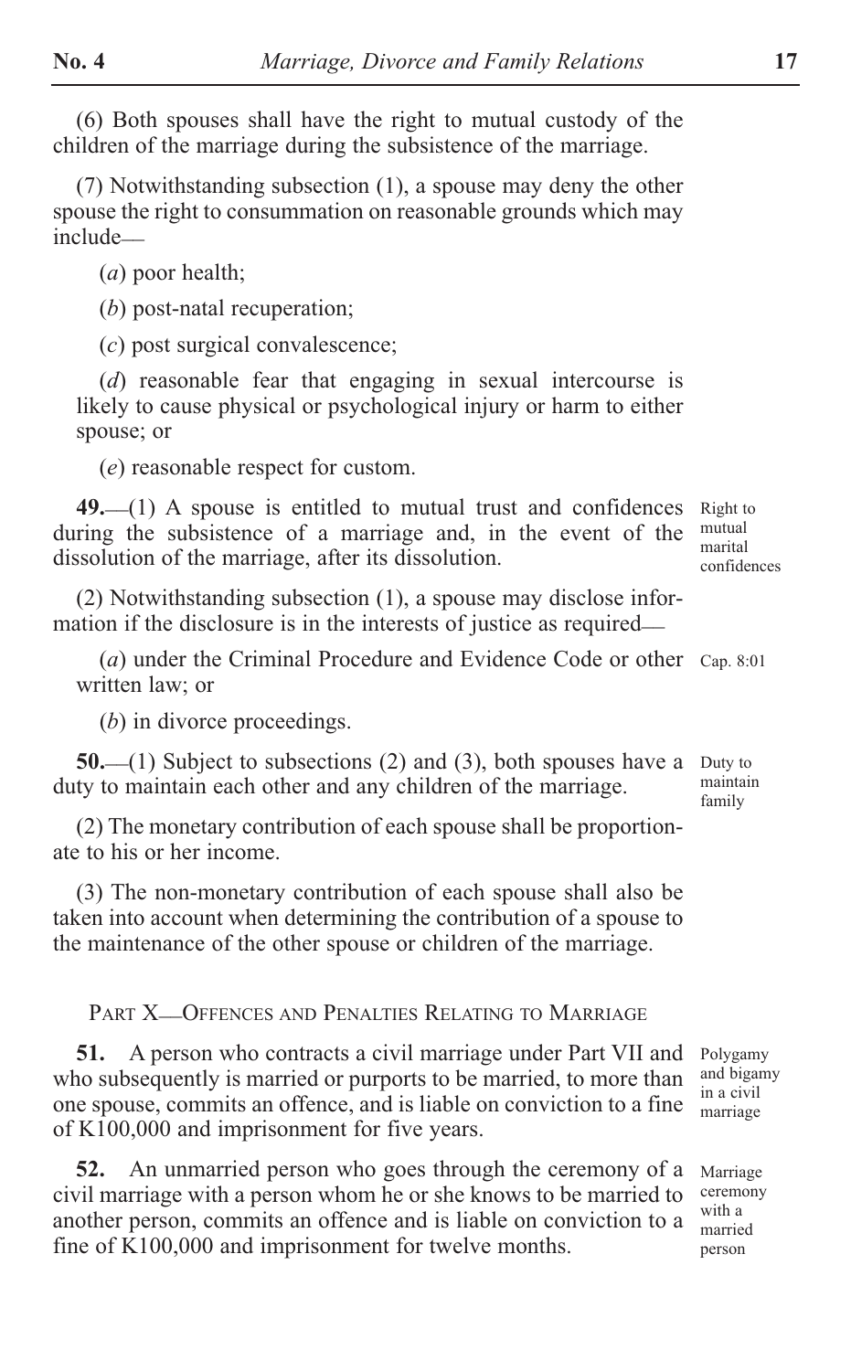(6) Both spouses shall have the right to mutual custody of the children of the marriage during the subsistence of the marriage.

(7) Notwithstanding subsection (1), a spouse may deny the other spouse the right to consummation on reasonable grounds which may include—

(*a*) poor health;

(*b*) post-natal recuperation;

(*c*) post surgical convalescence;

(*d*) reasonable fear that engaging in sexual intercourse is likely to cause physical or psychological injury or harm to either spouse; or

(*e*) reasonable respect for custom.

Right to mutual marital confidences

**49.**—(1) A spouse is entitled to mutual trust and confidences during the subsistence of a marriage and, in the event of the dissolution of the marriage, after its dissolution.

(2) Notwithstanding subsection (1), a spouse may disclose information if the disclosure is in the interests of justice as required—

(*a*) under the Criminal Procedure and Evidence Code or other written law; or

Cap. 8:01

(*b*) in divorce proceedings.

Duty to maintain family

**50.**—(1) Subject to subsections (2) and (3), both spouses have a duty to maintain each other and any children of the marriage.

(2) The monetary contribution of each spouse shall be proportionate to his or her income.

(3) The non-monetary contribution of each spouse shall also be taken into account when determining the contribution of a spouse to the maintenance of the other spouse or children of the marriage.

## Part X—Offences and Penalties Relating to Marriage

Polygamy and bigamy in a civil marriage

**51.** A person who contracts a civil marriage under Part VII and who subsequently is married or purports to be married, to more than one spouse, commits an offence, and is liable on conviction to a fine of K100,000 and imprisonment for five years.

Marriage ceremony with a married person

**52.** An unmarried person who goes through the ceremony of a civil marriage with a person whom he or she knows to be married to another person, commits an offence and is liable on conviction to a fine of K100,000 and imprisonment for twelve months.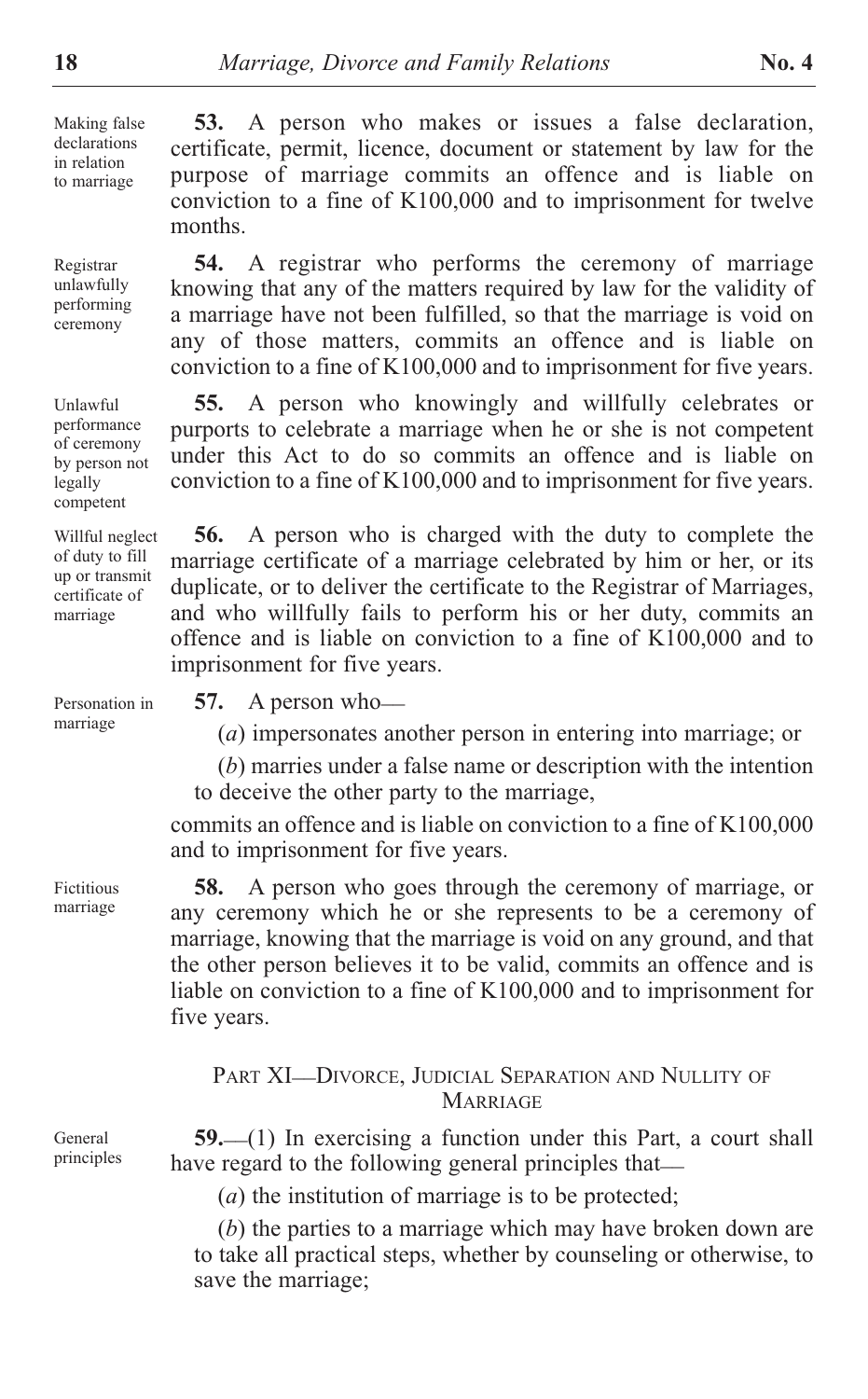Making false declarations in relation to marriage

**53.** A person who makes or issues a false declaration, certificate, permit, licence, document or statement by law for the purpose of marriage commits an offence and is liable on conviction to a fine of K100,000 and to imprisonment for twelve months.

Registrar unlawfully performing ceremony

**54.** A registrar who performs the ceremony of marriage knowing that any of the matters required by law for the validity of a marriage have not been fulfilled, so that the marriage is void on any of those matters, commits an offence and is liable on conviction to a fine of K100,000 and to imprisonment for five years.

Unlawful performance of ceremony by person not legally competent

**55.** A person who knowingly and willfully celebrates or purports to celebrate a marriage when he or she is not competent under this Act to do so commits an offence and is liable on conviction to a fine of K100,000 and to imprisonment for five years.

Willful neglect of duty to fill up or transmit certificate of marriage

**56.** A person who is charged with the duty to complete the marriage certificate of a marriage celebrated by him or her, or its duplicate, or to deliver the certificate to the Registrar of Marriages, and who willfully fails to perform his or her duty, commits an offence and is liable on conviction to a fine of K100,000 and to imprisonment for five years.

Personation in marriage

**57.** A person who—

(*a*) impersonates another person in entering into marriage; or

(*b*) marries under a false name or description with the intention to deceive the other party to the marriage,

commits an offence and is liable on conviction to a fine of K100,000 and to imprisonment for five years.

Fictitious marriage

**58.** A person who goes through the ceremony of marriage, or any ceremony which he or she represents to be a ceremony of marriage, knowing that the marriage is void on any ground, and that the other person believes it to be valid, commits an offence and is liable on conviction to a fine of K100,000 and to imprisonment for five years.

## PART XI—DIVORCE, JUDICIAL SEPARATION AND NULLITY OF MARRIAGE

General principles

**59.**—(1) In exercising a function under this Part, a court shall have regard to the following general principles that—

(*a*) the institution of marriage is to be protected;

(*b*) the parties to a marriage which may have broken down are to take all practical steps, whether by counseling or otherwise, to save the marriage;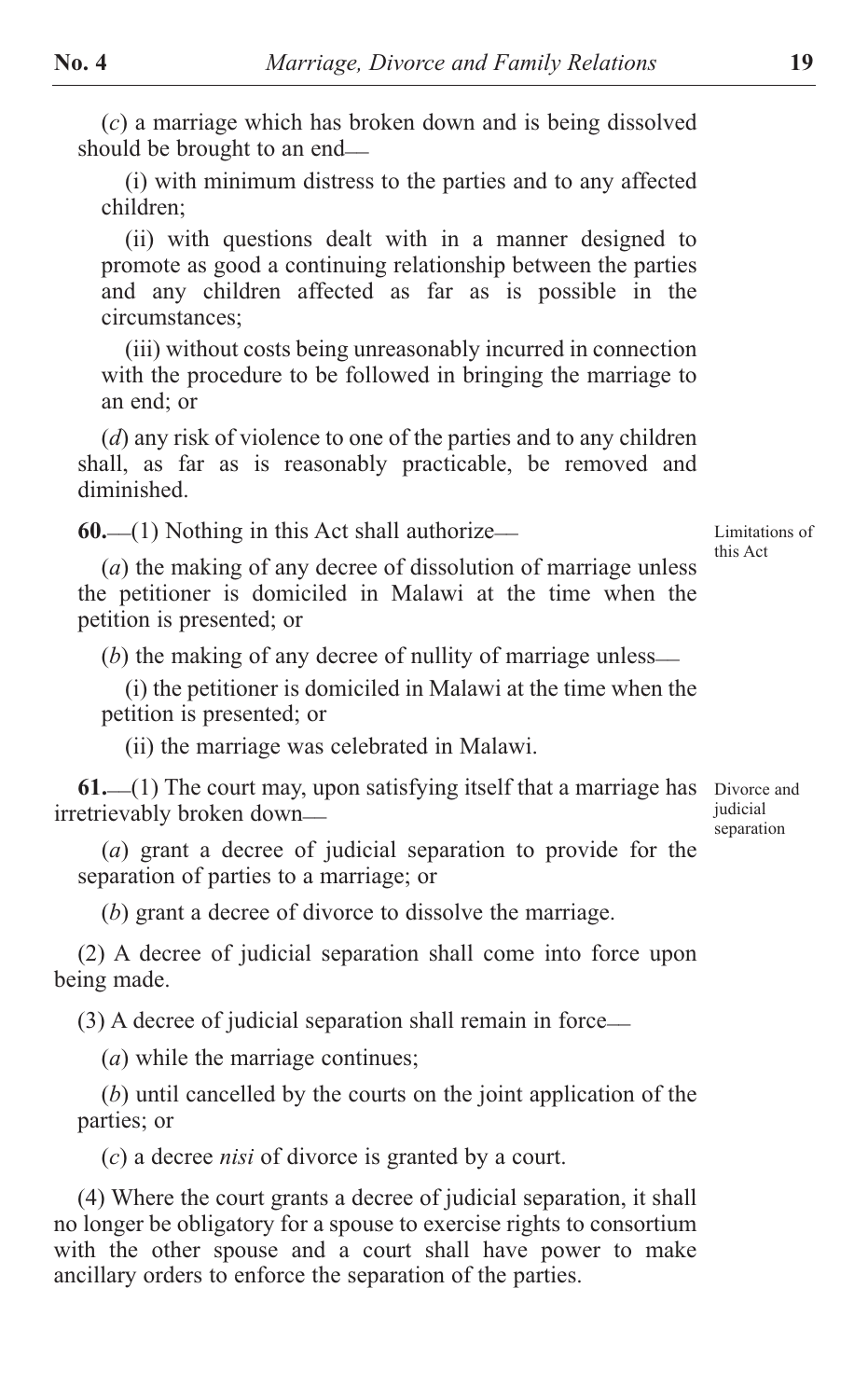(*c*) a marriage which has broken down and is being dissolved should be brought to an end—

(i) with minimum distress to the parties and to any affected children;

(ii) with questions dealt with in a manner designed to promote as good a continuing relationship between the parties and any children affected as far as is possible in the circumstances;

(iii) without costs being unreasonably incurred in connection with the procedure to be followed in bringing the marriage to an end; or

(*d*) any risk of violence to one of the parties and to any children shall, as far as is reasonably practicable, be removed and diminished.

Limitations of this Act

**60.**—(1) Nothing in this Act shall authorize—

(*a*) the making of any decree of dissolution of marriage unless the petitioner is domiciled in Malawi at the time when the petition is presented; or

(*b*) the making of any decree of nullity of marriage unless—

(i) the petitioner is domiciled in Malawi at the time when the petition is presented; or

(ii) the marriage was celebrated in Malawi.

Divorce and judicial separation

**61.**—(1) The court may, upon satisfying itself that a marriage has irretrievably broken down—

(*a*) grant a decree of judicial separation to provide for the separation of parties to a marriage; or

(*b*) grant a decree of divorce to dissolve the marriage.

(2) A decree of judicial separation shall come into force upon being made.

(3) A decree of judicial separation shall remain in force—

(*a*) while the marriage continues;

(*b*) until cancelled by the courts on the joint application of the parties; or

(*c*) a decree *nisi* of divorce is granted by a court.

(4) Where the court grants a decree of judicial separation, it shall no longer be obligatory for a spouse to exercise rights to consortium with the other spouse and a court shall have power to make ancillary orders to enforce the separation of the parties.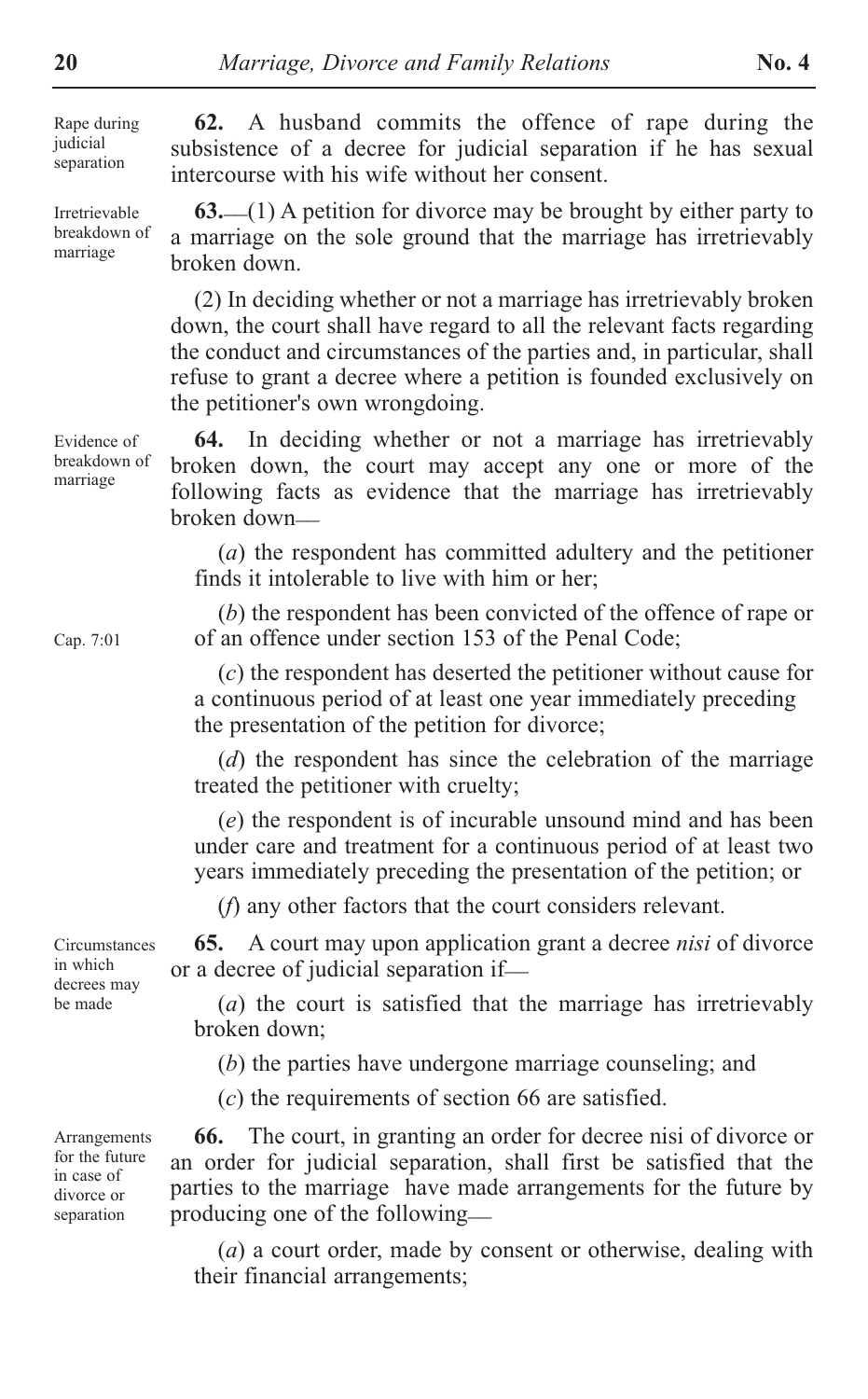Rape during judicial separation

**62.** A husband commits the offence of rape during the subsistence of a decree for judicial separation if he has sexual intercourse with his wife without her consent.

Irretrievable breakdown of marriage

**63.**—(1) A petition for divorce may be brought by either party to a marriage on the sole ground that the marriage has irretrievably broken down.

(2) In deciding whether or not a marriage has irretrievably broken down, the court shall have regard to all the relevant facts regarding the conduct and circumstances of the parties and, in particular, shall refuse to grant a decree where a petition is founded exclusively on the petitioner's own wrongdoing.

Evidence of breakdown of marriage

**64.** In deciding whether or not a marriage has irretrievably broken down, the court may accept any one or more of the following facts as evidence that the marriage has irretrievably broken down—

(*a*) the respondent has committed adultery and the petitioner finds it intolerable to live with him or her;

(*b*) the respondent has been convicted of the offence of rape or of an offence under section 153 of the Penal Code; Cap. 7:01

(*c*) the respondent has deserted the petitioner without cause for a continuous period of at least one year immediately preceding the presentation of the petition for divorce;

(*d*) the respondent has since the celebration of the marriage treated the petitioner with cruelty;

(*e*) the respondent is of incurable unsound mind and has been under care and treatment for a continuous period of at least two years immediately preceding the presentation of the petition; or

(*f*) any other factors that the court considers relevant.

Circumstances in which decrees may be made

**65.** A court may upon application grant a decree *nisi* of divorce or a decree of judicial separation if—

(*a*) the court is satisfied that the marriage has irretrievably broken down;

(*b*) the parties have undergone marriage counseling; and

(*c*) the requirements of section 66 are satisfied.

Arrangements for the future in case of divorce or separation

**66.** The court, in granting an order for decree nisi of divorce or an order for judicial separation, shall first be satisfied that the parties to the marriage have made arrangements for the future by producing one of the following—

(*a*) a court order, made by consent or otherwise, dealing with their financial arrangements;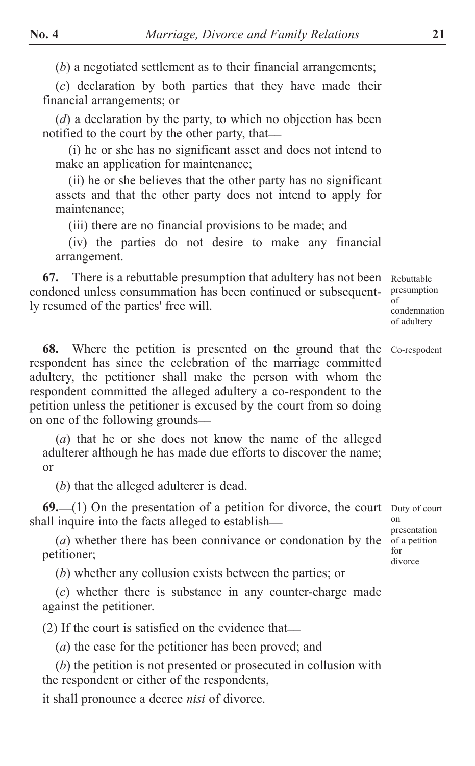(*b*) a negotiated settlement as to their financial arrangements;

(*c*) declaration by both parties that they have made their financial arrangements; or

(*d*) a declaration by the party, to which no objection has been notified to the court by the other party, that—

(i) he or she has no significant asset and does not intend to make an application for maintenance;

(ii) he or she believes that the other party has no significant assets and that the other party does not intend to apply for maintenance;

(iii) there are no financial provisions to be made; and

(iv) the parties do not desire to make any financial arrangement.

Rebuttable presumption of condemnation of adultery

**67.** There is a rebuttable presumption that adultery has not been condoned unless consummation has been continued or subsequently resumed of the parties' free will.

Co-respodent

**68.** Where the petition is presented on the ground that the respondent has since the celebration of the marriage committed adultery, the petitioner shall make the person with whom the respondent committed the alleged adultery a co-respondent to the petition unless the petitioner is excused by the court from so doing on one of the following grounds—

(*a*) that he or she does not know the name of the alleged adulterer although he has made due efforts to discover the name; or

(*b*) that the alleged adulterer is dead.

Duty of court on presentation of a petition for divorce

**69.**—(1) On the presentation of a petition for divorce, the court shall inquire into the facts alleged to establish—

(*a*) whether there has been connivance or condonation by the petitioner;

(*b*) whether any collusion exists between the parties; or

(*c*) whether there is substance in any counter-charge made against the petitioner.

(2) If the court is satisfied on the evidence that—

(*a*) the case for the petitioner has been proved; and

(*b*) the petition is not presented or prosecuted in collusion with the respondent or either of the respondents,

it shall pronounce a decree *nisi* of divorce.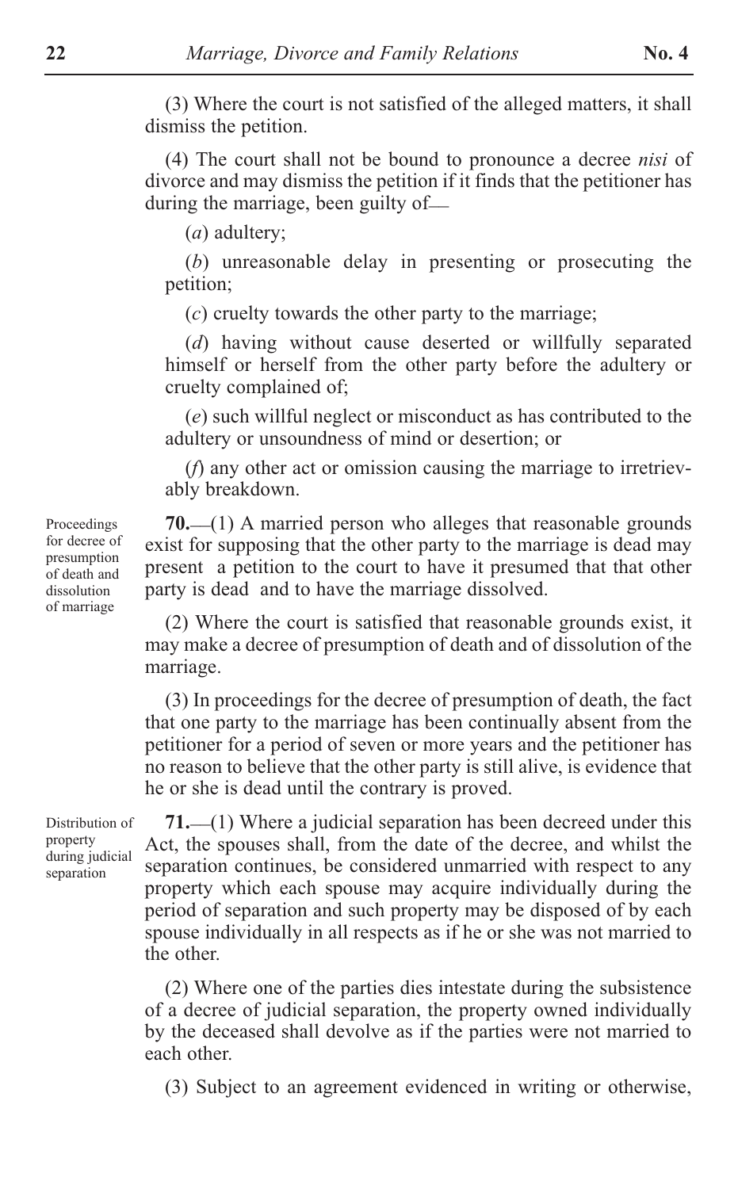(3) Where the court is not satisfied of the alleged matters, it shall dismiss the petition.

(4) The court shall not be bound to pronounce a decree *nisi* of divorce and may dismiss the petition if it finds that the petitioner has during the marriage, been guilty of—

(*a*) adultery;

(*b*) unreasonable delay in presenting or prosecuting the petition;

(*c*) cruelty towards the other party to the marriage;

(*d*) having without cause deserted or willfully separated himself or herself from the other party before the adultery or cruelty complained of;

(*e*) such willful neglect or misconduct as has contributed to the adultery or unsoundness of mind or desertion; or

(*f*) any other act or omission causing the marriage to irretrievably breakdown.

Proceedings for decree of presumption of death and dissolution of marriage

**70.**—(1) A married person who alleges that reasonable grounds exist for supposing that the other party to the marriage is dead may present a petition to the court to have it presumed that that other party is dead and to have the marriage dissolved.

(2) Where the court is satisfied that reasonable grounds exist, it may make a decree of presumption of death and of dissolution of the marriage.

(3) In proceedings for the decree of presumption of death, the fact that one party to the marriage has been continually absent from the petitioner for a period of seven or more years and the petitioner has no reason to believe that the other party is still alive, is evidence that he or she is dead until the contrary is proved.

Distribution of property during judicial separation

**71.**—(1) Where a judicial separation has been decreed under this Act, the spouses shall, from the date of the decree, and whilst the separation continues, be considered unmarried with respect to any property which each spouse may acquire individually during the period of separation and such property may be disposed of by each spouse individually in all respects as if he or she was not married to the other.

(2) Where one of the parties dies intestate during the subsistence of a decree of judicial separation, the property owned individually by the deceased shall devolve as if the parties were not married to each other.

(3) Subject to an agreement evidenced in writing or otherwise,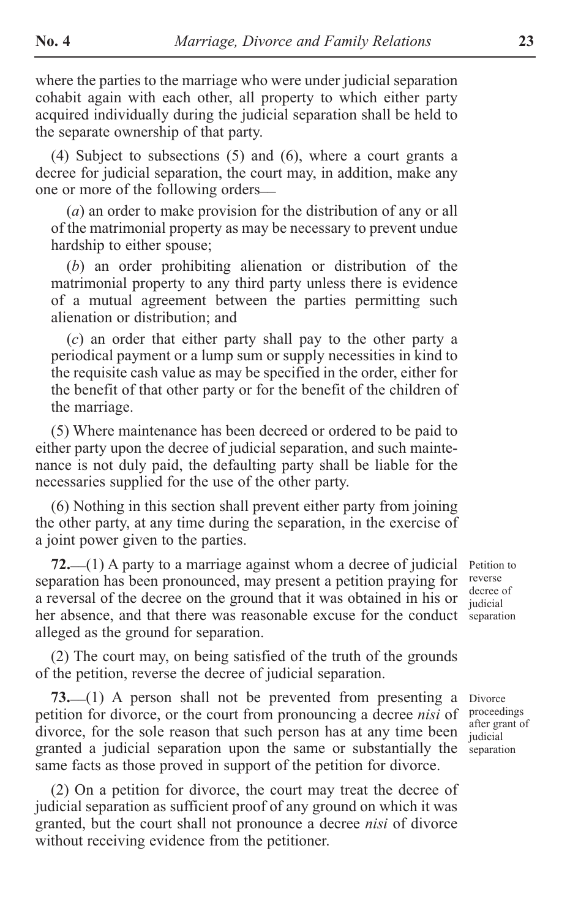where the parties to the marriage who were under judicial separation cohabit again with each other, all property to which either party acquired individually during the judicial separation shall be held to the separate ownership of that party.

(4) Subject to subsections (5) and (6), where a court grants a decree for judicial separation, the court may, in addition, make any one or more of the following orders—

(*a*) an order to make provision for the distribution of any or all of the matrimonial property as may be necessary to prevent undue hardship to either spouse;

(*b*) an order prohibiting alienation or distribution of the matrimonial property to any third party unless there is evidence of a mutual agreement between the parties permitting such alienation or distribution; and

(*c*) an order that either party shall pay to the other party a periodical payment or a lump sum or supply necessities in kind to the requisite cash value as may be specified in the order, either for the benefit of that other party or for the benefit of the children of the marriage.

(5) Where maintenance has been decreed or ordered to be paid to either party upon the decree of judicial separation, and such maintenance is not duly paid, the defaulting party shall be liable for the necessaries supplied for the use of the other party.

(6) Nothing in this section shall prevent either party from joining the other party, at any time during the separation, in the exercise of a joint power given to the parties.

Petition to reverse decree of judicial separation

**72.**—(1) A party to a marriage against whom a decree of judicial separation has been pronounced, may present a petition praying for a reversal of the decree on the ground that it was obtained in his or her absence, and that there was reasonable excuse for the conduct alleged as the ground for separation.

(2) The court may, on being satisfied of the truth of the grounds of the petition, reverse the decree of judicial separation.

Divorce proceedings after grant of judicial separation

**73.**—(1) A person shall not be prevented from presenting a petition for divorce, or the court from pronouncing a decree *nisi* of divorce, for the sole reason that such person has at any time been granted a judicial separation upon the same or substantially the same facts as those proved in support of the petition for divorce.

(2) On a petition for divorce, the court may treat the decree of judicial separation as sufficient proof of any ground on which it was granted, but the court shall not pronounce a decree *nisi* of divorce without receiving evidence from the petitioner.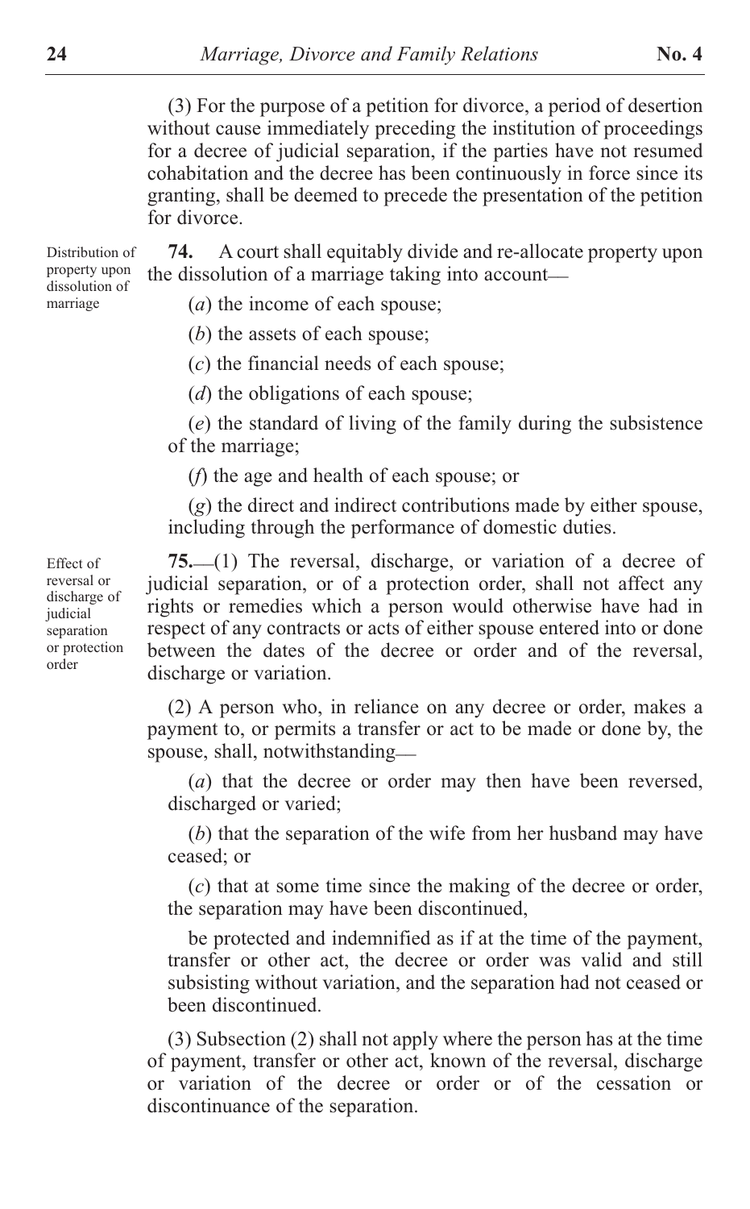(3) For the purpose of a petition for divorce, a period of desertion without cause immediately preceding the institution of proceedings for a decree of judicial separation, if the parties have not resumed cohabitation and the decree has been continuously in force since its granting, shall be deemed to precede the presentation of the petition for divorce.

Distribution of property upon dissolution of marriage

**74.** A court shall equitably divide and re-allocate property upon the dissolution of a marriage taking into account—

(*a*) the income of each spouse;

(*b*) the assets of each spouse;

(*c*) the financial needs of each spouse;

(*d*) the obligations of each spouse;

(*e*) the standard of living of the family during the subsistence of the marriage;

(*f*) the age and health of each spouse; or

(*g*) the direct and indirect contributions made by either spouse, including through the performance of domestic duties.

Effect of reversal or discharge of judicial separation or protection order

**75.**—(1) The reversal, discharge, or variation of a decree of judicial separation, or of a protection order, shall not affect any rights or remedies which a person would otherwise have had in respect of any contracts or acts of either spouse entered into or done between the dates of the decree or order and of the reversal, discharge or variation.

(2) A person who, in reliance on any decree or order, makes a payment to, or permits a transfer or act to be made or done by, the spouse, shall, notwithstanding—

(*a*) that the decree or order may then have been reversed, discharged or varied;

(*b*) that the separation of the wife from her husband may have ceased; or

(*c*) that at some time since the making of the decree or order, the separation may have been discontinued,

be protected and indemnified as if at the time of the payment, transfer or other act, the decree or order was valid and still subsisting without variation, and the separation had not ceased or been discontinued.

(3) Subsection (2) shall not apply where the person has at the time of payment, transfer or other act, known of the reversal, discharge or variation of the decree or order or of the cessation or discontinuance of the separation.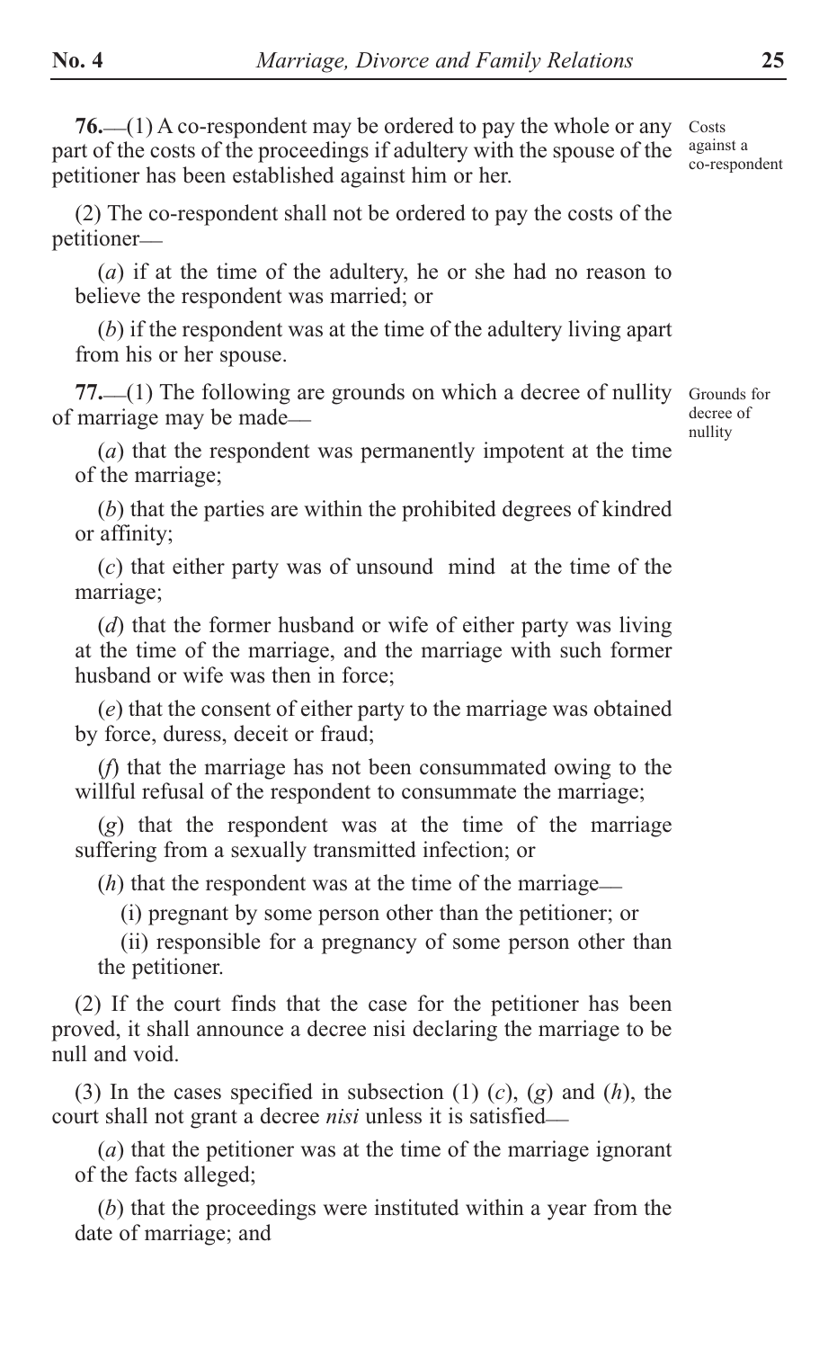**76.**—(1) A co-respondent may be ordered to pay the whole or any part of the costs of the proceedings if adultery with the spouse of the petitioner has been established against him or her.

Costs against a co-respondent

(2) The co-respondent shall not be ordered to pay the costs of the petitioner—

(*a*) if at the time of the adultery, he or she had no reason to believe the respondent was married; or

(*b*) if the respondent was at the time of the adultery living apart from his or her spouse.

**77.**—(1) The following are grounds on which a decree of nullity of marriage may be made—

Grounds for decree of nullity

(*a*) that the respondent was permanently impotent at the time of the marriage;

(*b*) that the parties are within the prohibited degrees of kindred or affinity;

(*c*) that either party was of unsound mind at the time of the marriage;

(*d*) that the former husband or wife of either party was living at the time of the marriage, and the marriage with such former husband or wife was then in force;

(*e*) that the consent of either party to the marriage was obtained by force, duress, deceit or fraud;

(*f*) that the marriage has not been consummated owing to the willful refusal of the respondent to consummate the marriage;

(*g*) that the respondent was at the time of the marriage suffering from a sexually transmitted infection; or

(*h*) that the respondent was at the time of the marriage—

(i) pregnant by some person other than the petitioner; or

(ii) responsible for a pregnancy of some person other than the petitioner.

(2) If the court finds that the case for the petitioner has been proved, it shall announce a decree nisi declaring the marriage to be null and void.

(3) In the cases specified in subsection (1) (*c*), (*g*) and (*h*), the court shall not grant a decree *nisi* unless it is satisfied—

(*a*) that the petitioner was at the time of the marriage ignorant of the facts alleged;

(*b*) that the proceedings were instituted within a year from the date of marriage; and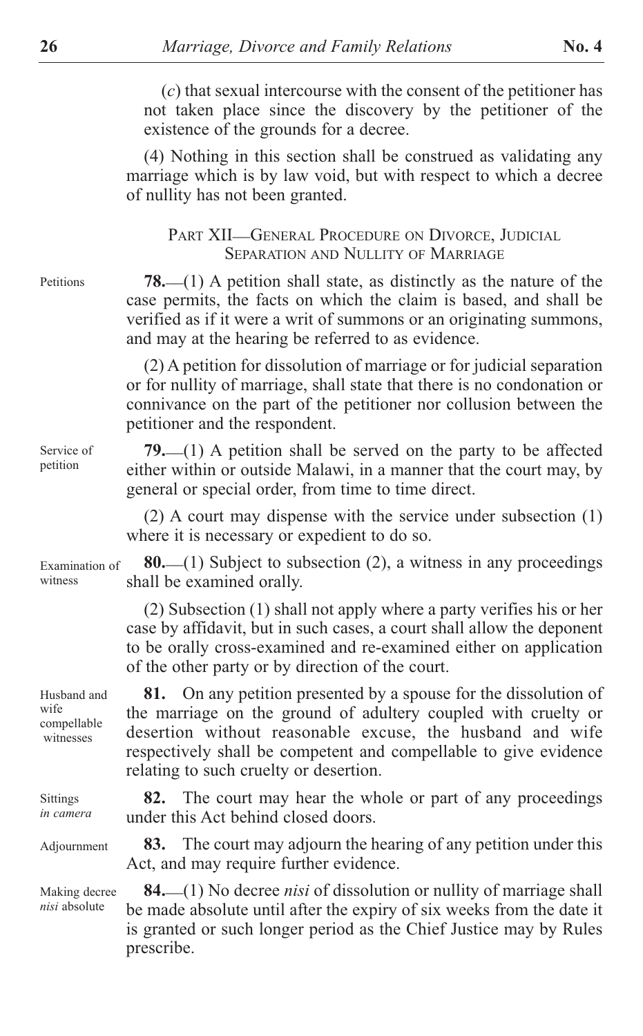(*c*) that sexual intercourse with the consent of the petitioner has not taken place since the discovery by the petitioner of the existence of the grounds for a decree.

(4) Nothing in this section shall be construed as validating any marriage which is by law void, but with respect to which a decree of nullity has not been granted.

## Part XII—General Procedure on Divorce, Judicial Separation and Nullity of Marriage

Petitions

**78.**—(1) A petition shall state, as distinctly as the nature of the case permits, the facts on which the claim is based, and shall be verified as if it were a writ of summons or an originating summons, and may at the hearing be referred to as evidence.

(2) A petition for dissolution of marriage or for judicial separation or for nullity of marriage, shall state that there is no condonation or connivance on the part of the petitioner nor collusion between the petitioner and the respondent.

Service of petition

**79.**—(1) A petition shall be served on the party to be affected either within or outside Malawi, in a manner that the court may, by general or special order, from time to time direct.

(2) A court may dispense with the service under subsection (1) where it is necessary or expedient to do so.

Examination of witness

**80.**—(1) Subject to subsection (2), a witness in any proceedings shall be examined orally.

(2) Subsection (1) shall not apply where a party verifies his or her case by affidavit, but in such cases, a court shall allow the deponent to be orally cross-examined and re-examined either on application of the other party or by direction of the court.

Husband and wife compellable witnesses

**81.** On any petition presented by a spouse for the dissolution of the marriage on the ground of adultery coupled with cruelty or desertion without reasonable excuse, the husband and wife respectively shall be competent and compellable to give evidence relating to such cruelty or desertion.

Sittings *in camera*

**82.** The court may hear the whole or part of any proceedings under this Act behind closed doors.

Adjournment

**83.** The court may adjourn the hearing of any petition under this Act, and may require further evidence.

Making decree *nisi* absolute

**84.**—(1) No decree *nisi* of dissolution or nullity of marriage shall be made absolute until after the expiry of six weeks from the date it is granted or such longer period as the Chief Justice may by Rules prescribe.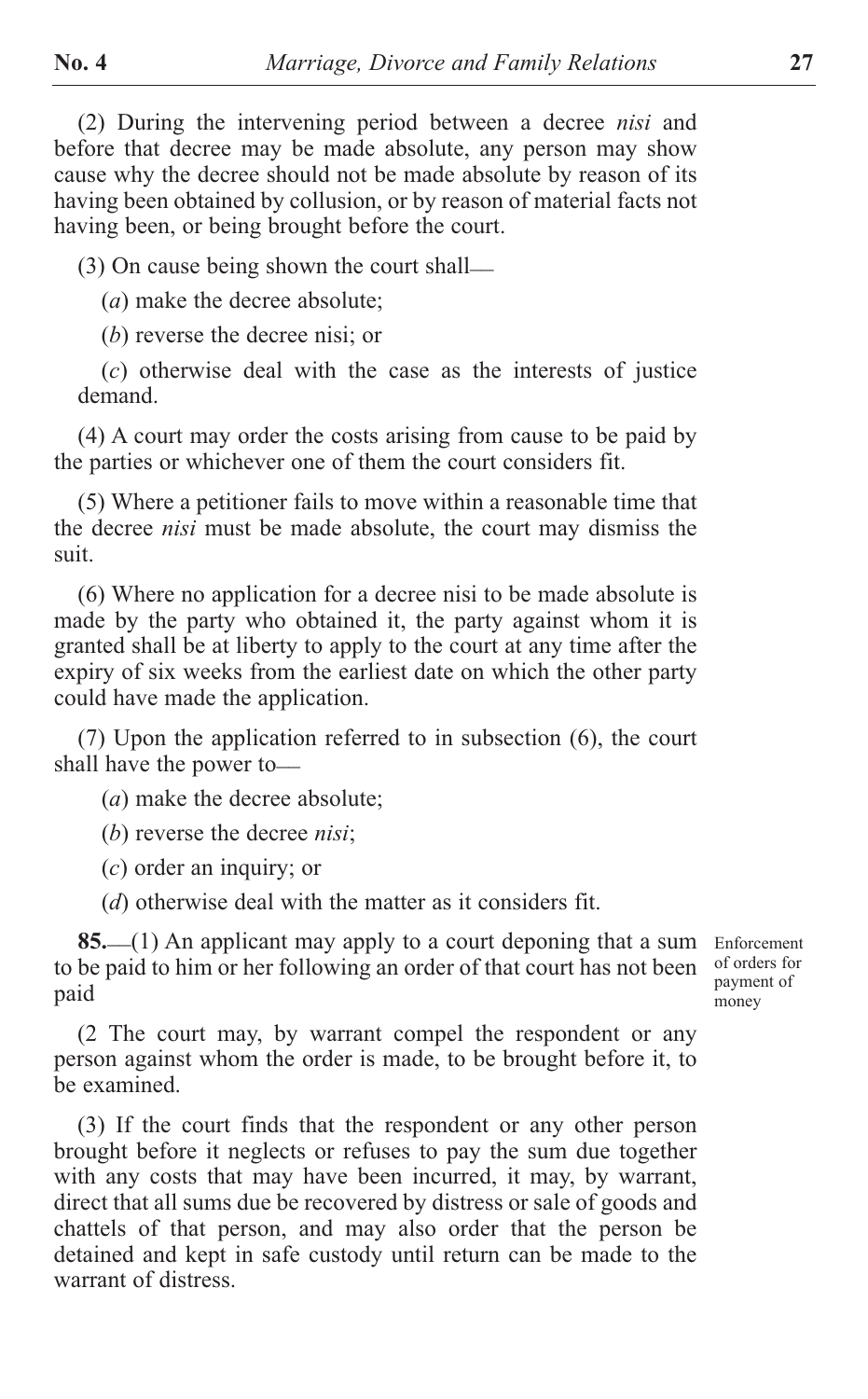(2) During the intervening period between a decree *nisi* and before that decree may be made absolute, any person may show cause why the decree should not be made absolute by reason of its having been obtained by collusion, or by reason of material facts not having been, or being brought before the court.

(3) On cause being shown the court shall—

(*a*) make the decree absolute;

(*b*) reverse the decree nisi; or

(*c*) otherwise deal with the case as the interests of justice demand.

(4) A court may order the costs arising from cause to be paid by the parties or whichever one of them the court considers fit.

(5) Where a petitioner fails to move within a reasonable time that the decree *nisi* must be made absolute, the court may dismiss the suit.

(6) Where no application for a decree nisi to be made absolute is made by the party who obtained it, the party against whom it is granted shall be at liberty to apply to the court at any time after the expiry of six weeks from the earliest date on which the other party could have made the application.

(7) Upon the application referred to in subsection (6), the court shall have the power to—

(*a*) make the decree absolute;

(*b*) reverse the decree *nisi*;

(*c*) order an inquiry; or

(*d*) otherwise deal with the matter as it considers fit.

Enforcement of orders for payment of money

**85.**—(1) An applicant may apply to a court deponing that a sum to be paid to him or her following an order of that court has not been paid

(2 The court may, by warrant compel the respondent or any person against whom the order is made, to be brought before it, to be examined.

(3) If the court finds that the respondent or any other person brought before it neglects or refuses to pay the sum due together with any costs that may have been incurred, it may, by warrant, direct that all sums due be recovered by distress or sale of goods and chattels of that person, and may also order that the person be detained and kept in safe custody until return can be made to the warrant of distress.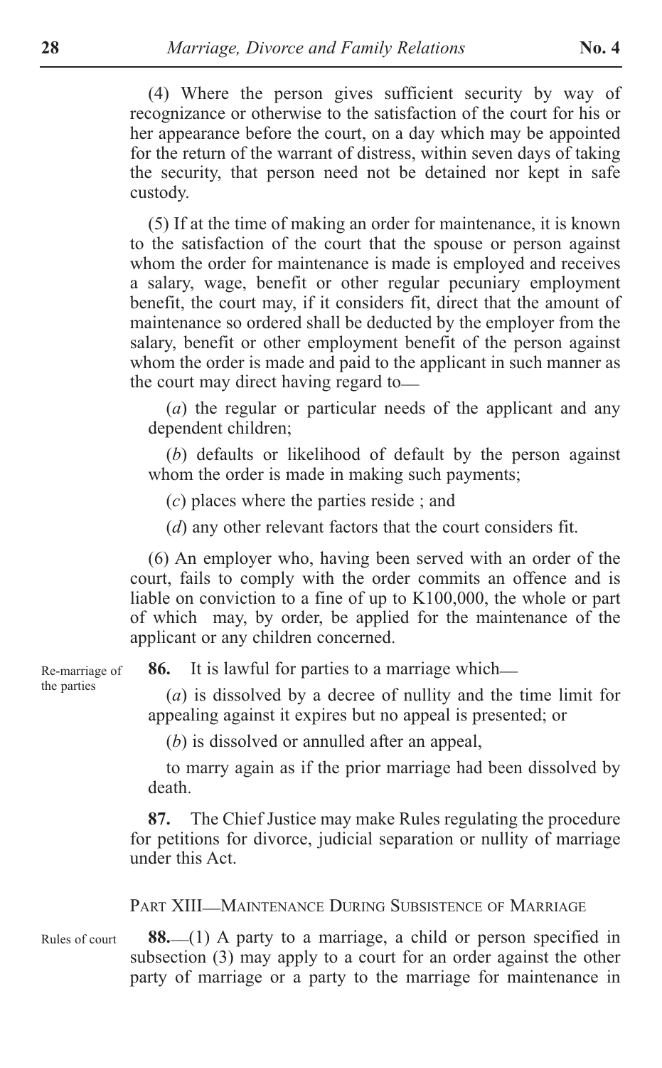(4) Where the person gives sufficient security by way of recognizance or otherwise to the satisfaction of the court for his or her appearance before the court, on a day which may be appointed for the return of the warrant of distress, within seven days of taking the security, that person need not be detained nor kept in safe custody.

(5) If at the time of making an order for maintenance, it is known to the satisfaction of the court that the spouse or person against whom the order for maintenance is made is employed and receives a salary, wage, benefit or other regular pecuniary employment benefit, the court may, if it considers fit, direct that the amount of maintenance so ordered shall be deducted by the employer from the salary, benefit or other employment benefit of the person against whom the order is made and paid to the applicant in such manner as the court may direct having regard to—

(*a*) the regular or particular needs of the applicant and any dependent children;

(*b*) defaults or likelihood of default by the person against whom the order is made in making such payments;

(*c*) places where the parties reside ; and

(*d*) any other relevant factors that the court considers fit.

(6) An employer who, having been served with an order of the court, fails to comply with the order commits an offence and is liable on conviction to a fine of up to K100,000, the whole or part of which may, by order, be applied for the maintenance of the applicant or any children concerned.

Re-marriage of the parties

**86.** It is lawful for parties to a marriage which—

(*a*) is dissolved by a decree of nullity and the time limit for appealing against it expires but no appeal is presented; or

(*b*) is dissolved or annulled after an appeal,

to marry again as if the prior marriage had been dissolved by death.

**87.** The Chief Justice may make Rules regulating the procedure for petitions for divorce, judicial separation or nullity of marriage under this Act.

## PART XIII—MAINTENANCE DURING SUBSISTENCE OF MARRIAGE

Rules of court

**88.**—(1) A party to a marriage, a child or person specified in subsection (3) may apply to a court for an order against the other party of marriage or a party to the marriage for maintenance in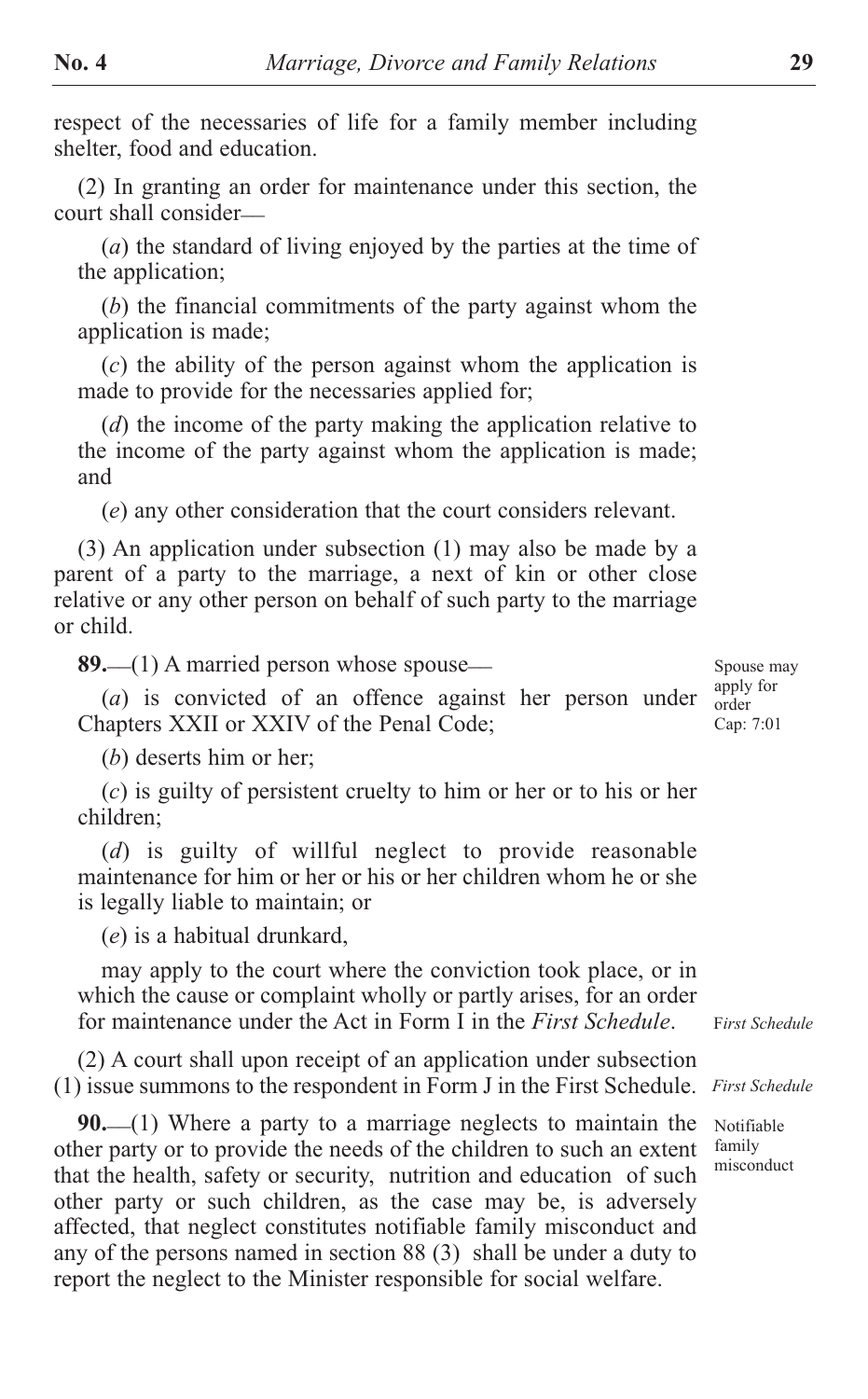respect of the necessaries of life for a family member including shelter, food and education.

(2) In granting an order for maintenance under this section, the court shall consider—

(*a*) the standard of living enjoyed by the parties at the time of the application;

(*b*) the financial commitments of the party against whom the application is made;

(*c*) the ability of the person against whom the application is made to provide for the necessaries applied for;

(*d*) the income of the party making the application relative to the income of the party against whom the application is made; and

(*e*) any other consideration that the court considers relevant.

(3) An application under subsection (1) may also be made by a parent of a party to the marriage, a next of kin or other close relative or any other person on behalf of such party to the marriage or child.

Spouse may apply for order
Cap: 7:01

**89.**—(1) A married person whose spouse—

(*a*) is convicted of an offence against her person under Chapters XXII or XXIV of the Penal Code;

(*b*) deserts him or her;

(*c*) is guilty of persistent cruelty to him or her or to his or her children;

(*d*) is guilty of willful neglect to provide reasonable maintenance for him or her or his or her children whom he or she is legally liable to maintain; or

(*e*) is a habitual drunkard,

may apply to the court where the conviction took place, or in which the cause or complaint wholly or partly arises, for an order for maintenance under the Act in Form I in the *First Schedule*.

F*irst Schedule*

(2) A court shall upon receipt of an application under subsection (1) issue summons to the respondent in Form J in the First Schedule.

*First Schedule*

Notifiable family misconduct

**90.**—(1) Where a party to a marriage neglects to maintain the other party or to provide the needs of the children to such an extent that the health, safety or security, nutrition and education of such other party or such children, as the case may be, is adversely affected, that neglect constitutes notifiable family misconduct and any of the persons named in section 88 (3) shall be under a duty to report the neglect to the Minister responsible for social welfare.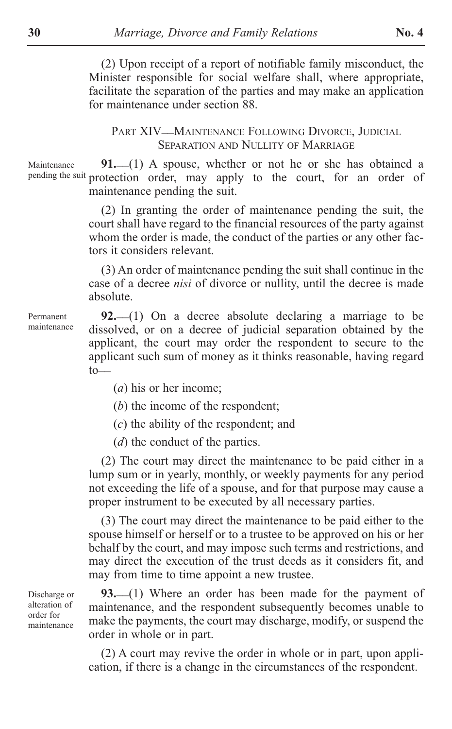(2) Upon receipt of a report of notifiable family misconduct, the Minister responsible for social welfare shall, where appropriate, facilitate the separation of the parties and may make an application for maintenance under section 88.

## Part XIV—Maintenance Following Divorce, Judicial Separation and Nullity of Marriage

Maintenance pending the suit

**91.**—(1) A spouse, whether or not he or she has obtained a protection order, may apply to the court, for an order of maintenance pending the suit.

(2) In granting the order of maintenance pending the suit, the court shall have regard to the financial resources of the party against whom the order is made, the conduct of the parties or any other factors it considers relevant.

(3) An order of maintenance pending the suit shall continue in the case of a decree *nisi* of divorce or nullity, until the decree is made absolute.

Permanent maintenance

**92.**—(1) On a decree absolute declaring a marriage to be dissolved, or on a decree of judicial separation obtained by the applicant, the court may order the respondent to secure to the applicant such sum of money as it thinks reasonable, having regard to—

(*a*) his or her income;

(*b*) the income of the respondent;

(*c*) the ability of the respondent; and

(*d*) the conduct of the parties.

(2) The court may direct the maintenance to be paid either in a lump sum or in yearly, monthly, or weekly payments for any period not exceeding the life of a spouse, and for that purpose may cause a proper instrument to be executed by all necessary parties.

(3) The court may direct the maintenance to be paid either to the spouse himself or herself or to a trustee to be approved on his or her behalf by the court, and may impose such terms and restrictions, and may direct the execution of the trust deeds as it considers fit, and may from time to time appoint a new trustee.

Discharge or alteration of order for maintenance

**93.**—(1) Where an order has been made for the payment of maintenance, and the respondent subsequently becomes unable to make the payments, the court may discharge, modify, or suspend the order in whole or in part.

(2) A court may revive the order in whole or in part, upon application, if there is a change in the circumstances of the respondent.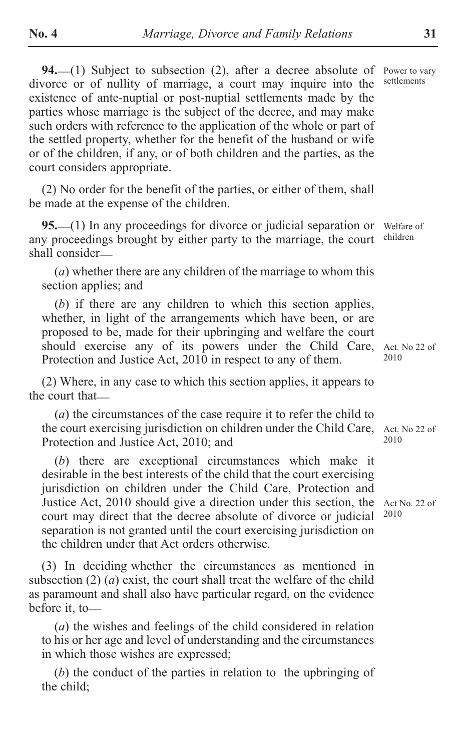**94.**—(1) Subject to subsection (2), after a decree absolute of divorce or of nullity of marriage, a court may inquire into the existence of ante-nuptial or post-nuptial settlements made by the parties whose marriage is the subject of the decree, and may make such orders with reference to the application of the whole or part of the settled property, whether for the benefit of the husband or wife or of the children, if any, or of both children and the parties, as the court considers appropriate.

Power to vary settlements

(2) No order for the benefit of the parties, or either of them, shall be made at the expense of the children.

**95.**—(1) In any proceedings for divorce or judicial separation or any proceedings brought by either party to the marriage, the court shall consider—

Welfare of children

(*a*) whether there are any children of the marriage to whom this section applies; and

(*b*) if there are any children to which this section applies, whether, in light of the arrangements which have been, or are proposed to be, made for their upbringing and welfare the court should exercise any of its powers under the Child Care, Protection and Justice Act, 2010 in respect to any of them.

Act. No 22 of 2010

(2) Where, in any case to which this section applies, it appears to the court that—

(*a*) the circumstances of the case require it to refer the child to the court exercising jurisdiction on children under the Child Care, Protection and Justice Act, 2010; and

Act. No 22 of 2010

(*b*) there are exceptional circumstances which make it desirable in the best interests of the child that the court exercising jurisdiction on children under the Child Care, Protection and Justice Act, 2010 should give a direction under this section, the court may direct that the decree absolute of divorce or judicial separation is not granted until the court exercising jurisdiction on the children under that Act orders otherwise.

Act No. 22 of 2010

(3) In deciding whether the circumstances as mentioned in subsection (2) (*a*) exist, the court shall treat the welfare of the child as paramount and shall also have particular regard, on the evidence before it, to—

(*a*) the wishes and feelings of the child considered in relation to his or her age and level of understanding and the circumstances in which those wishes are expressed;

(*b*) the conduct of the parties in relation to the upbringing of the child;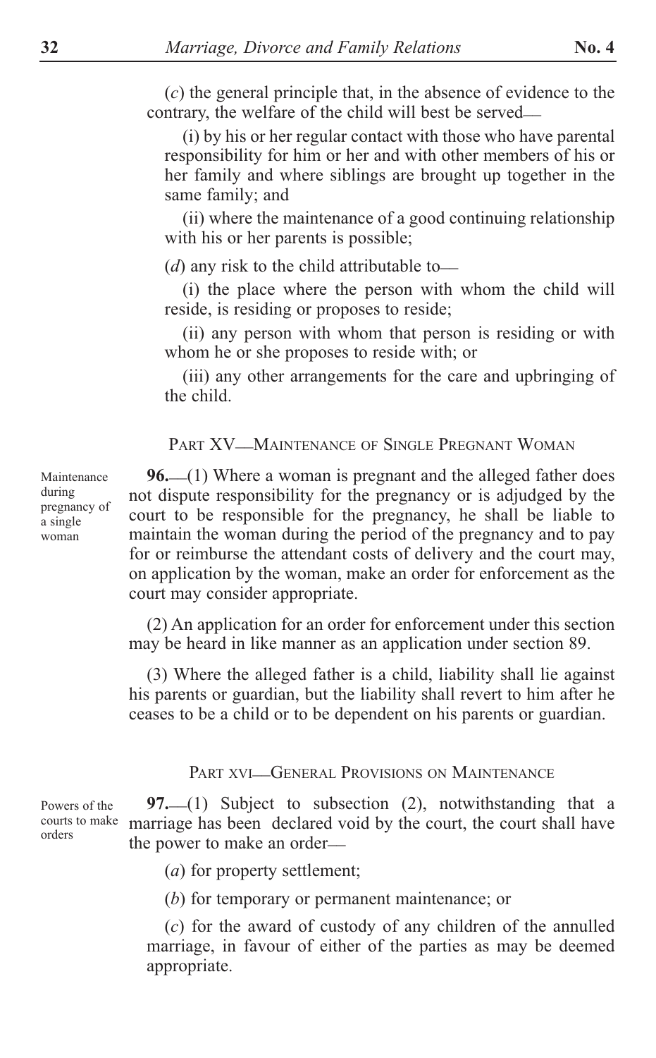(*c*) the general principle that, in the absence of evidence to the contrary, the welfare of the child will best be served—

(i) by his or her regular contact with those who have parental responsibility for him or her and with other members of his or her family and where siblings are brought up together in the same family; and

(ii) where the maintenance of a good continuing relationship with his or her parents is possible;

(*d*) any risk to the child attributable to—

(i) the place where the person with whom the child will reside, is residing or proposes to reside;

(ii) any person with whom that person is residing or with whom he or she proposes to reside with; or

(iii) any other arrangements for the care and upbringing of the child.

## PART XV—MAINTENANCE OF SINGLE PREGNANT WOMAN

Maintenance during pregnancy of a single woman

**96.**—(1) Where a woman is pregnant and the alleged father does not dispute responsibility for the pregnancy or is adjudged by the court to be responsible for the pregnancy, he shall be liable to maintain the woman during the period of the pregnancy and to pay for or reimburse the attendant costs of delivery and the court may, on application by the woman, make an order for enforcement as the court may consider appropriate.

(2) An application for an order for enforcement under this section may be heard in like manner as an application under section 89.

(3) Where the alleged father is a child, liability shall lie against his parents or guardian, but the liability shall revert to him after he ceases to be a child or to be dependent on his parents or guardian.

## PART XVI—GENERAL PROVISIONS ON MAINTENANCE

Powers of the courts to make orders

**97.**—(1) Subject to subsection (2), notwithstanding that a marriage has been declared void by the court, the court shall have the power to make an order—

(*a*) for property settlement;

(*b*) for temporary or permanent maintenance; or

(*c*) for the award of custody of any children of the annulled marriage, in favour of either of the parties as may be deemed appropriate.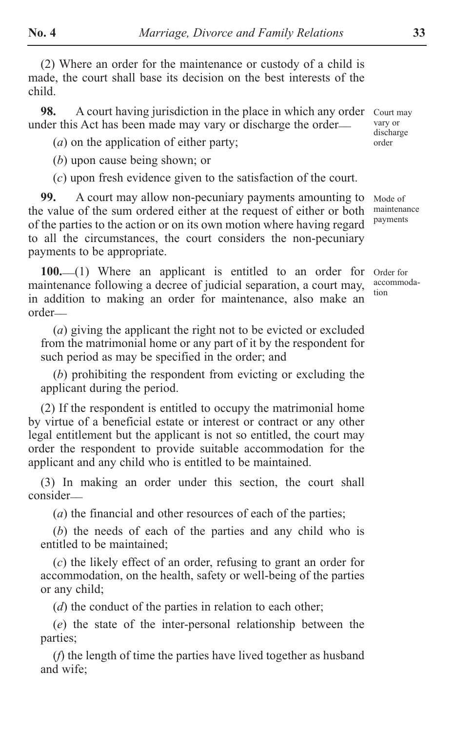(2) Where an order for the maintenance or custody of a child is made, the court shall base its decision on the best interests of the child.

**98.** A court having jurisdiction in the place in which any order under this Act has been made may vary or discharge the order—

Court may vary or discharge order

(*a*) on the application of either party;

(*b*) upon cause being shown; or

(*c*) upon fresh evidence given to the satisfaction of the court.

**99.** A court may allow non-pecuniary payments amounting to the value of the sum ordered either at the request of either or both of the parties to the action or on its own motion where having regard to all the circumstances, the court considers the non-pecuniary payments to be appropriate.

Mode of maintenance payments

**100.**—(1) Where an applicant is entitled to an order for maintenance following a decree of judicial separation, a court may, in addition to making an order for maintenance, also make an order—

Order for accommodation

(*a*) giving the applicant the right not to be evicted or excluded from the matrimonial home or any part of it by the respondent for such period as may be specified in the order; and

(*b*) prohibiting the respondent from evicting or excluding the applicant during the period.

(2) If the respondent is entitled to occupy the matrimonial home by virtue of a beneficial estate or interest or contract or any other legal entitlement but the applicant is not so entitled, the court may order the respondent to provide suitable accommodation for the applicant and any child who is entitled to be maintained.

(3) In making an order under this section, the court shall consider—

(*a*) the financial and other resources of each of the parties;

(*b*) the needs of each of the parties and any child who is entitled to be maintained;

(*c*) the likely effect of an order, refusing to grant an order for accommodation, on the health, safety or well-being of the parties or any child;

(*d*) the conduct of the parties in relation to each other;

(*e*) the state of the inter-personal relationship between the parties;

(*f*) the length of time the parties have lived together as husband and wife;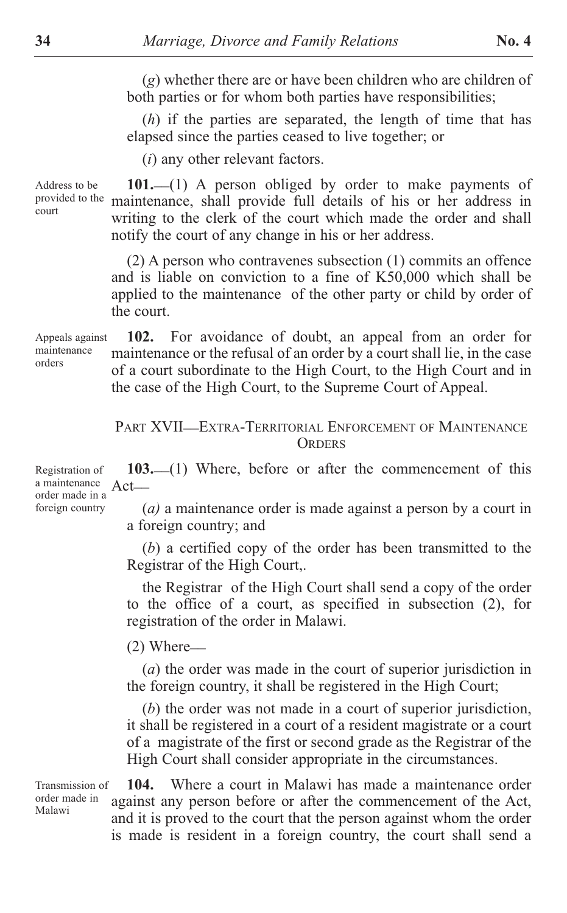(*g*) whether there are or have been children who are children of both parties or for whom both parties have responsibilities;

(*h*) if the parties are separated, the length of time that has elapsed since the parties ceased to live together; or

(*i*) any other relevant factors.

Address to be provided to the court

**101.**—(1) A person obliged by order to make payments of maintenance, shall provide full details of his or her address in writing to the clerk of the court which made the order and shall notify the court of any change in his or her address.

(2) A person who contravenes subsection (1) commits an offence and is liable on conviction to a fine of K50,000 which shall be applied to the maintenance of the other party or child by order of the court.

Appeals against maintenance orders

**102.** For avoidance of doubt, an appeal from an order for maintenance or the refusal of an order by a court shall lie, in the case of a court subordinate to the High Court, to the High Court and in the case of the High Court, to the Supreme Court of Appeal.

## PART XVII—EXTRA-TERRITORIAL ENFORCEMENT OF MAINTENANCE ORDERS

Registration of a maintenance order made in a foreign country

**103.**—(1) Where, before or after the commencement of this Act—

(*a)* a maintenance order is made against a person by a court in a foreign country; and

(*b*) a certified copy of the order has been transmitted to the Registrar of the High Court,.

the Registrar of the High Court shall send a copy of the order to the office of a court, as specified in subsection (2), for registration of the order in Malawi.

(2) Where—

(*a*) the order was made in the court of superior jurisdiction in the foreign country, it shall be registered in the High Court;

(*b*) the order was not made in a court of superior jurisdiction, it shall be registered in a court of a resident magistrate or a court of a magistrate of the first or second grade as the Registrar of the High Court shall consider appropriate in the circumstances.

Transmission of order made in Malawi

**104.** Where a court in Malawi has made a maintenance order against any person before or after the commencement of the Act, and it is proved to the court that the person against whom the order is made is resident in a foreign country, the court shall send a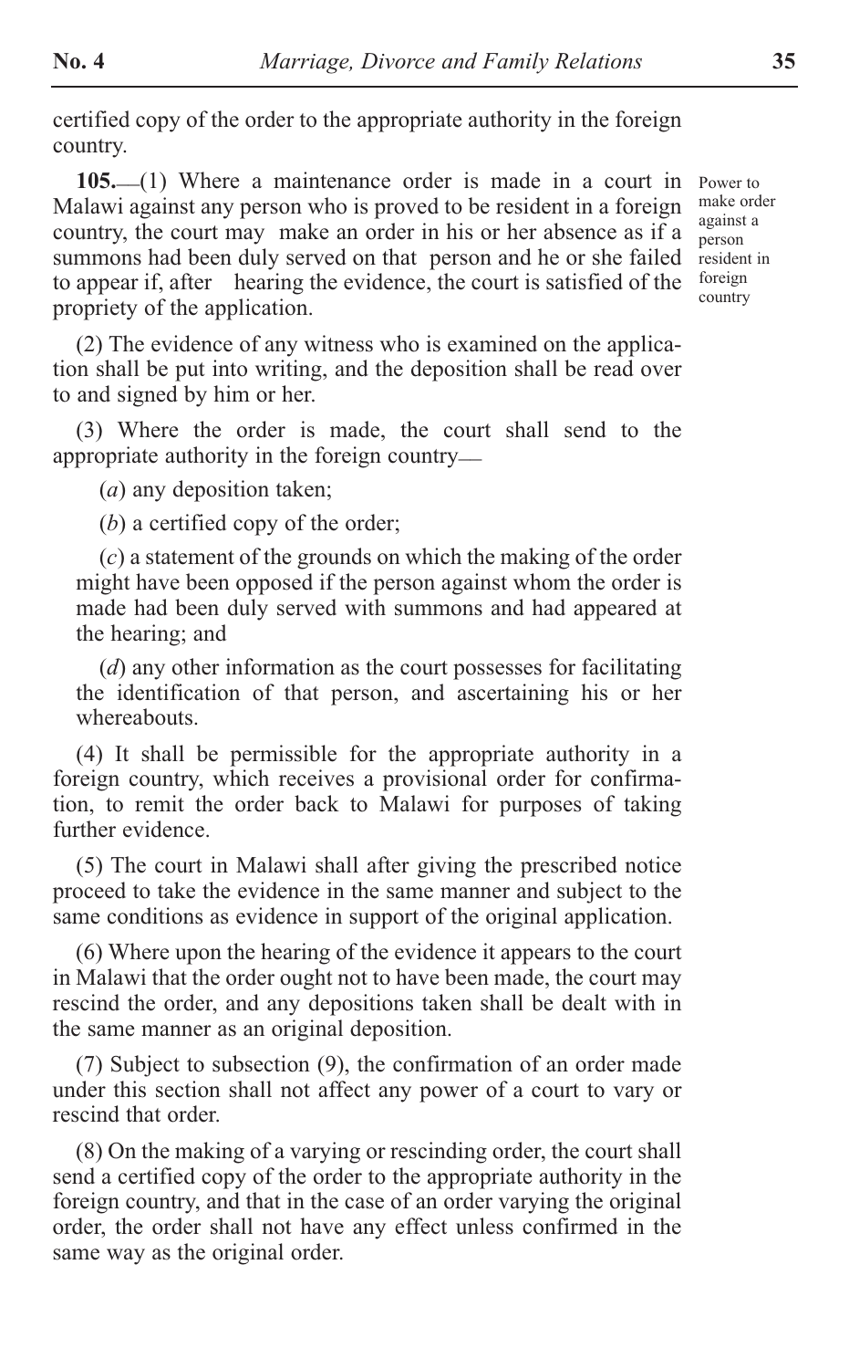certified copy of the order to the appropriate authority in the foreign country.

**105.**—(1) Where a maintenance order is made in a court in Malawi against any person who is proved to be resident in a foreign country, the court may make an order in his or her absence as if a summons had been duly served on that person and he or she failed to appear if, after hearing the evidence, the court is satisfied of the propriety of the application.

*Power to make order against a person resident in foreign country*

(2) The evidence of any witness who is examined on the application shall be put into writing, and the deposition shall be read over to and signed by him or her.

(3) Where the order is made, the court shall send to the appropriate authority in the foreign country—

(*a*) any deposition taken;

(*b*) a certified copy of the order;

(*c*) a statement of the grounds on which the making of the order might have been opposed if the person against whom the order is made had been duly served with summons and had appeared at the hearing; and

(*d*) any other information as the court possesses for facilitating the identification of that person, and ascertaining his or her whereabouts.

(4) It shall be permissible for the appropriate authority in a foreign country, which receives a provisional order for confirmation, to remit the order back to Malawi for purposes of taking further evidence.

(5) The court in Malawi shall after giving the prescribed notice proceed to take the evidence in the same manner and subject to the same conditions as evidence in support of the original application.

(6) Where upon the hearing of the evidence it appears to the court in Malawi that the order ought not to have been made, the court may rescind the order, and any depositions taken shall be dealt with in the same manner as an original deposition.

(7) Subject to subsection (9), the confirmation of an order made under this section shall not affect any power of a court to vary or rescind that order.

(8) On the making of a varying or rescinding order, the court shall send a certified copy of the order to the appropriate authority in the foreign country, and that in the case of an order varying the original order, the order shall not have any effect unless confirmed in the same way as the original order.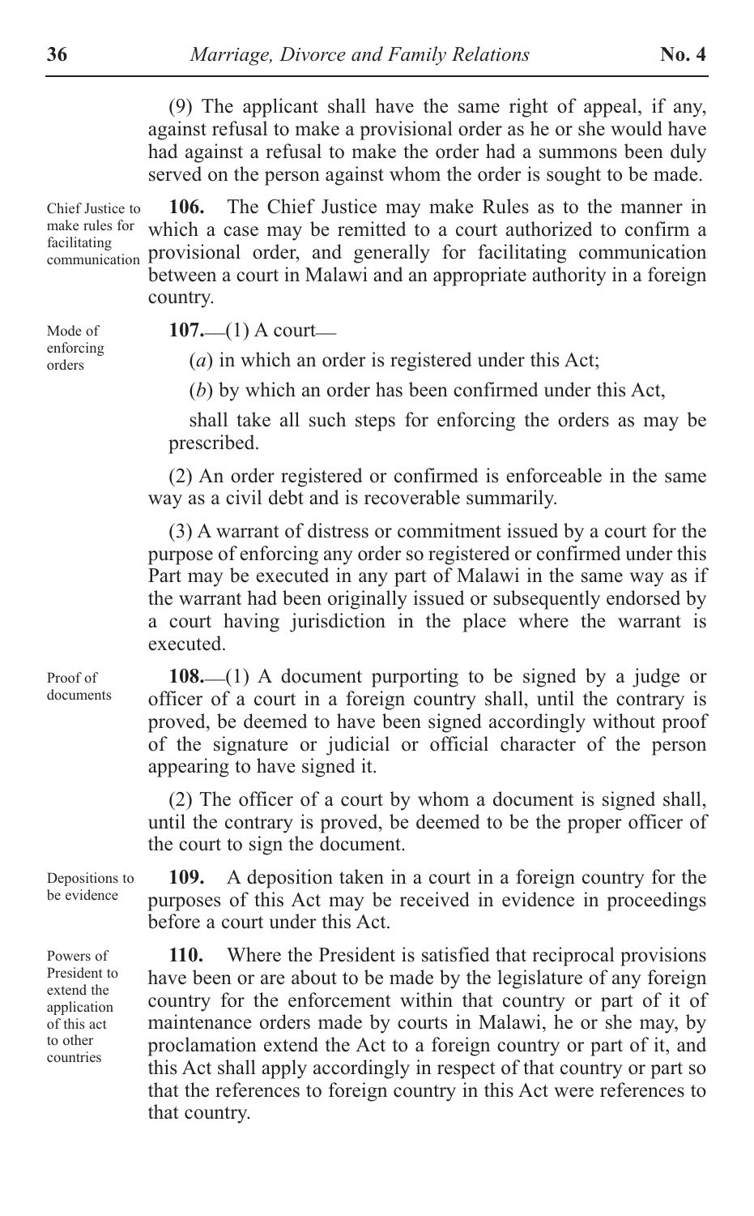(9) The applicant shall have the same right of appeal, if any, against refusal to make a provisional order as he or she would have had against a refusal to make the order had a summons been duly served on the person against whom the order is sought to be made.

Chief Justice to make rules for facilitating communication

**106.** The Chief Justice may make Rules as to the manner in which a case may be remitted to a court authorized to confirm a provisional order, and generally for facilitating communication between a court in Malawi and an appropriate authority in a foreign country.

Mode of enforcing orders

**107.**—(1) A court—

(*a*) in which an order is registered under this Act;

(*b*) by which an order has been confirmed under this Act,

shall take all such steps for enforcing the orders as may be prescribed.

(2) An order registered or confirmed is enforceable in the same way as a civil debt and is recoverable summarily.

(3) A warrant of distress or commitment issued by a court for the purpose of enforcing any order so registered or confirmed under this Part may be executed in any part of Malawi in the same way as if the warrant had been originally issued or subsequently endorsed by a court having jurisdiction in the place where the warrant is executed.

Proof of documents

**108.**—(1) A document purporting to be signed by a judge or officer of a court in a foreign country shall, until the contrary is proved, be deemed to have been signed accordingly without proof of the signature or judicial or official character of the person appearing to have signed it.

(2) The officer of a court by whom a document is signed shall, until the contrary is proved, be deemed to be the proper officer of the court to sign the document.

Depositions to be evidence

**109.** A deposition taken in a court in a foreign country for the purposes of this Act may be received in evidence in proceedings before a court under this Act.

Powers of President to extend the application of this act to other countries

**110.** Where the President is satisfied that reciprocal provisions have been or are about to be made by the legislature of any foreign country for the enforcement within that country or part of it of maintenance orders made by courts in Malawi, he or she may, by proclamation extend the Act to a foreign country or part of it, and this Act shall apply accordingly in respect of that country or part so that the references to foreign country in this Act were references to that country.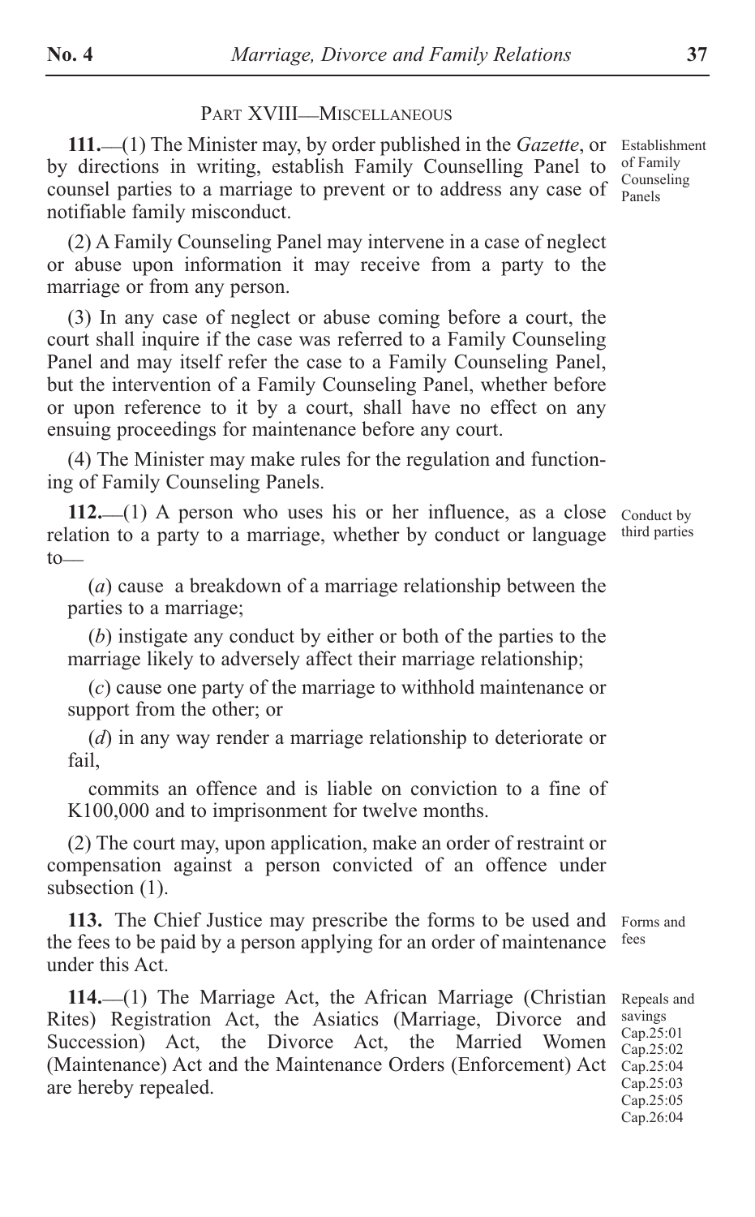## PART XVIII—MISCELLANEOUS

**111.**—(1) The Minister may, by order published in the *Gazette*, or by directions in writing, establish Family Counselling Panel to counsel parties to a marriage to prevent or to address any case of notifiable family misconduct.

Establishment of Family Counseling Panels

(2) A Family Counseling Panel may intervene in a case of neglect or abuse upon information it may receive from a party to the marriage or from any person.

(3) In any case of neglect or abuse coming before a court, the court shall inquire if the case was referred to a Family Counseling Panel and may itself refer the case to a Family Counseling Panel, but the intervention of a Family Counseling Panel, whether before or upon reference to it by a court, shall have no effect on any ensuing proceedings for maintenance before any court.

(4) The Minister may make rules for the regulation and functioning of Family Counseling Panels.

**112.**—(1) A person who uses his or her influence, as a close relation to a party to a marriage, whether by conduct or language to—

Conduct by third parties

(*a*) cause a breakdown of a marriage relationship between the parties to a marriage;

(*b*) instigate any conduct by either or both of the parties to the marriage likely to adversely affect their marriage relationship;

(*c*) cause one party of the marriage to withhold maintenance or support from the other; or

(*d*) in any way render a marriage relationship to deteriorate or fail,

commits an offence and is liable on conviction to a fine of K100,000 and to imprisonment for twelve months.

(2) The court may, upon application, make an order of restraint or compensation against a person convicted of an offence under subsection (1).

**113.** The Chief Justice may prescribe the forms to be used and the fees to be paid by a person applying for an order of maintenance under this Act.

Forms and fees

**114.**—(1) The Marriage Act, the African Marriage (Christian Rites) Registration Act, the Asiatics (Marriage, Divorce and Succession) Act, the Divorce Act, the Married Women (Maintenance) Act and the Maintenance Orders (Enforcement) Act are hereby repealed.

Repeals and savings
Cap.25:01
Cap.25:02
Cap.25:04
Cap.25:03
Cap.25:05
Cap.26:04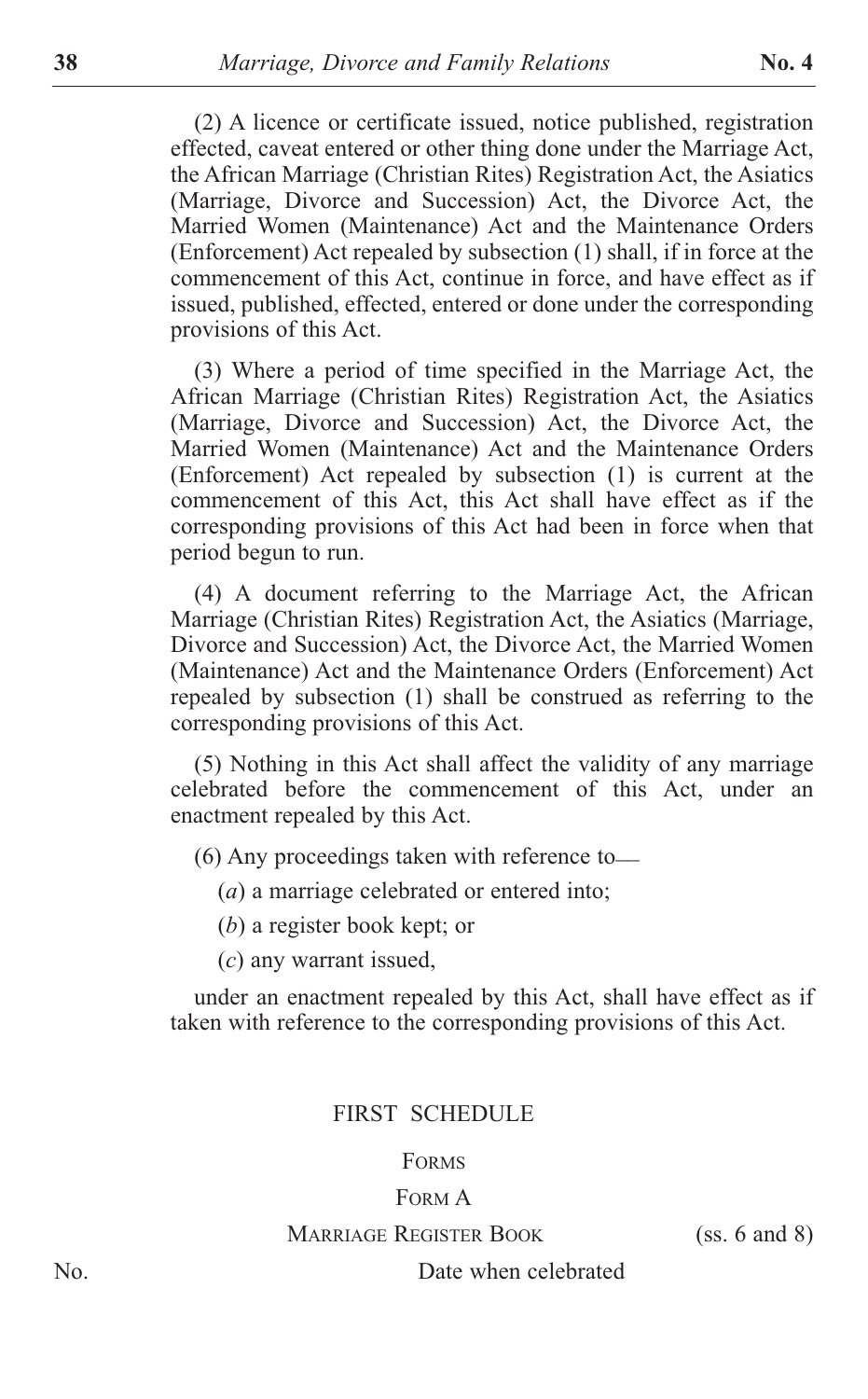(2) A licence or certificate issued, notice published, registration effected, caveat entered or other thing done under the Marriage Act, the African Marriage (Christian Rites) Registration Act, the Asiatics (Marriage, Divorce and Succession) Act, the Divorce Act, the Married Women (Maintenance) Act and the Maintenance Orders (Enforcement) Act repealed by subsection (1) shall, if in force at the commencement of this Act, continue in force, and have effect as if issued, published, effected, entered or done under the corresponding provisions of this Act.

(3) Where a period of time specified in the Marriage Act, the African Marriage (Christian Rites) Registration Act, the Asiatics (Marriage, Divorce and Succession) Act, the Divorce Act, the Married Women (Maintenance) Act and the Maintenance Orders (Enforcement) Act repealed by subsection (1) is current at the commencement of this Act, this Act shall have effect as if the corresponding provisions of this Act had been in force when that period begun to run.

(4) A document referring to the Marriage Act, the African Marriage (Christian Rites) Registration Act, the Asiatics (Marriage, Divorce and Succession) Act, the Divorce Act, the Married Women (Maintenance) Act and the Maintenance Orders (Enforcement) Act repealed by subsection (1) shall be construed as referring to the corresponding provisions of this Act.

(5) Nothing in this Act shall affect the validity of any marriage celebrated before the commencement of this Act, under an enactment repealed by this Act.

(6) Any proceedings taken with reference to—

(*a*) a marriage celebrated or entered into;

(*b*) a register book kept; or

(*c*) any warrant issued,

under an enactment repealed by this Act, shall have effect as if taken with reference to the corresponding provisions of this Act.

## FIRST SCHEDULE

### FORMS

### FORM A

MARRIAGE REGISTER BOOK (ss. 6 and 8)

No. Date when celebrated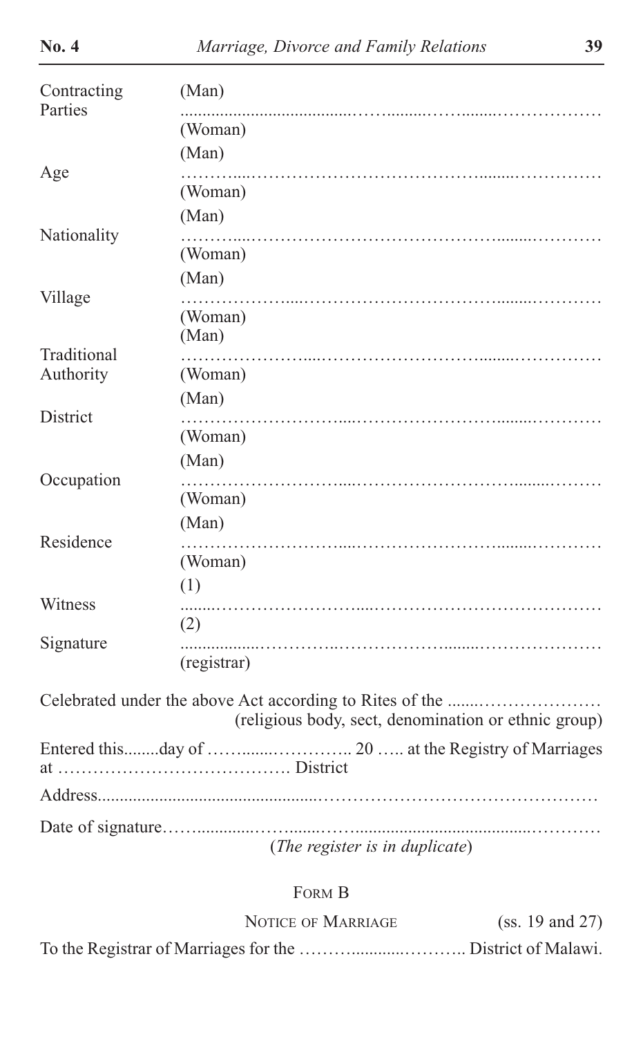| | |
|---|---|
| Contracting Parties | (Man) ........................................................................................ (Woman) |
| Age | (Man) ........................................................................................ (Woman) |
| Nationality | (Man) ........................................................................................ (Woman) |
| Village | (Man) ........................................................................................ (Woman) |
| Traditional Authority | (Man) ........................................................................................ (Woman) |
| District | (Man) ........................................................................................ (Woman) |
| Occupation | (Man) ........................................................................................ (Woman) |
| Residence | (Man) ........................................................................................ (Woman) |
| Witness | (1) ........................................................................................ (2) |
| Signature | ........................................................................................ (registrar) |

Celebrated under the above Act according to Rites of the .............................
(religious body, sect, denomination or ethnic group)

Entered this........day of ……........………….. 20 ….. at the Registry of Marriages at …………………………………. District

Address.................................................………………………………………

Date of signature……............……........……........................................…………

(*The register is in duplicate*)

FORM B

NOTICE OF MARRIAGE (ss. 19 and 27)

To the Registrar of Marriages for the ……….............……….. District of Malawi.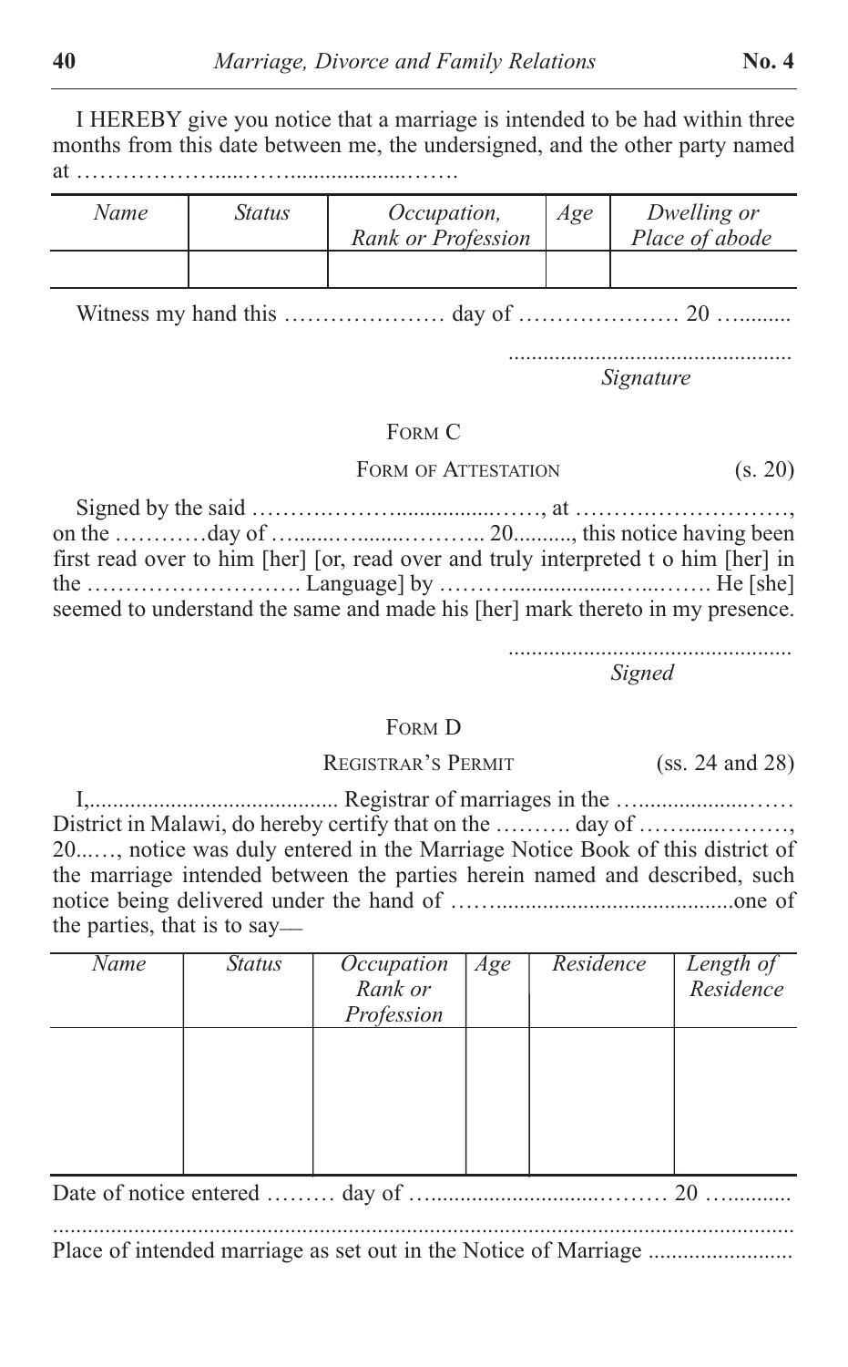I HEREBY give you notice that a marriage is intended to be had within three months from this date between me, the undersigned, and the other party named at …………………....……......................…….

| *Name* | *Status* | *Occupation, Rank or Profession* | *Age* | *Dwelling or Place of abode* |
|---|---|---|---|---|
| | | | | |

Witness my hand this ………………… day of ………………… 20 …........

.................................................
*Signature*

FORM C

FORM OF ATTESTATION (s. 20)

Signed by the said ……….………................……, at ……….……………….., on the …………day of …........…........……….. 20.........., this notice having been first read over to him [her] [or, read over and truly interpreted t o him [her] in the ………………………. Language] by ……….................…...……. He [she] seemed to understand the same and made his [her] mark thereto in my presence.

.................................................
*Signed*

FORM D

REGISTRAR'S PERMIT (ss. 24 and 28)

I,........................................... Registrar of marriages in the …....................…… District in Malawi, do hereby certify that on the ………. day of ……......………, 20...…, notice was duly entered in the Marriage Notice Book of this district of the marriage intended between the parties herein named and described, such notice being delivered under the hand of ……..........................................one of the parties, that is to say—

| *Name* | *Status* | *Occupation Rank or Profession* | *Age* | *Residence* | *Length of Residence* |
|---|---|---|---|---|---|
| | | | | | |

Date of notice entered ……… day of …..........................……… 20 …..........

.................................................................................................................

Place of intended marriage as set out in the Notice of Marriage .........................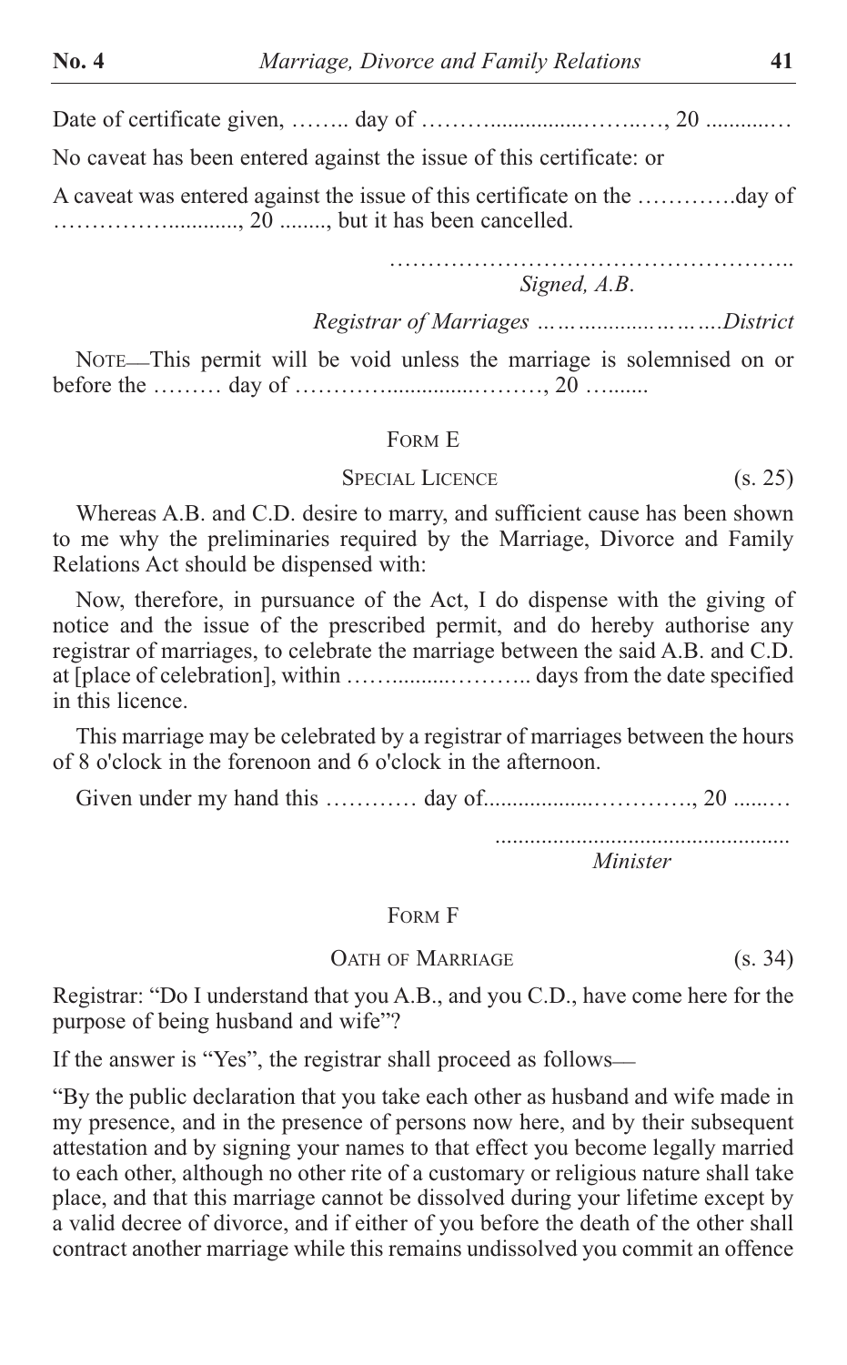Date of certificate given, …….. day of ……….................……..…, 20 ............…

No caveat has been entered against the issue of this certificate: or

A caveat was entered against the issue of this certificate on the ………….day of ……………............, 20 ........, but it has been cancelled.

……………………………………………..
*Signed, A.B.*

*Registrar of Marriages ……..........……….District*

NOTE—This permit will be void unless the marriage is solemnised on or before the ……… day of …………..............………, 20 ….......

## FORM E

### SPECIAL LICENCE (s. 25)

Whereas A.B. and C.D. desire to marry, and sufficient cause has been shown to me why the preliminaries required by the Marriage, Divorce and Family Relations Act should be dispensed with:

Now, therefore, in pursuance of the Act, I do dispense with the giving of notice and the issue of the prescribed permit, and do hereby authorise any registrar of marriages, to celebrate the marriage between the said A.B. and C.D. at [place of celebration], within ……..........……….. days from the date specified in this licence.

This marriage may be celebrated by a registrar of marriages between the hours of 8 o'clock in the forenoon and 6 o'clock in the afternoon.

Given under my hand this ………… day of..................…………., 20 ......…

..................................................
*Minister*

## FORM F

### OATH OF MARRIAGE (s. 34)

Registrar: "Do I understand that you A.B., and you C.D., have come here for the purpose of being husband and wife"?

If the answer is "Yes", the registrar shall proceed as follows—

"By the public declaration that you take each other as husband and wife made in my presence, and in the presence of persons now here, and by their subsequent attestation and by signing your names to that effect you become legally married to each other, although no other rite of a customary or religious nature shall take place, and that this marriage cannot be dissolved during your lifetime except by a valid decree of divorce, and if either of you before the death of the other shall contract another marriage while this remains undissolved you commit an offence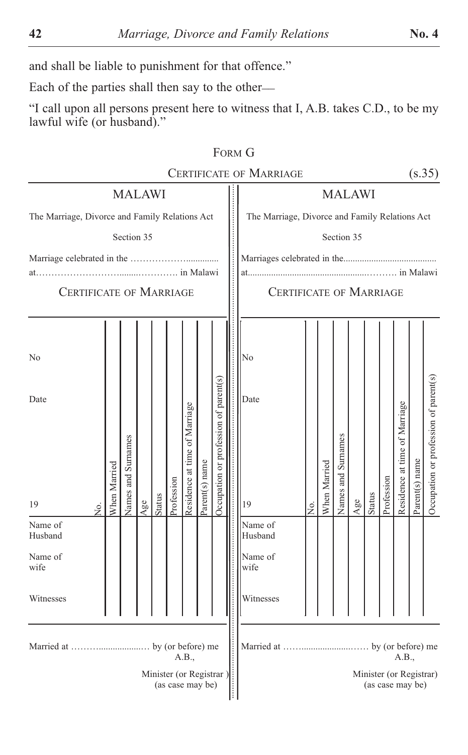and shall be liable to punishment for that offence."

Each of the parties shall then say to the other—

"I call upon all persons present here to witness that I, A.B. takes C.D., to be my lawful wife (or husband)."

## FORM G

### CERTIFICATE OF MARRIAGE (s.35)

MALAWI

The Marriage, Divorce and Family Relations Act

Section 35

Marriage celebrated in the ……………….............. at……………………........…………. in Malawi

CERTIFICATE OF MARRIAGE

| No Date 19 | No. | When Married | Names and Surnames | Age | Status | Profession | Residence at time of Marriage | Parent(s) name | Occupation or profession of parent(s) |
|---|---|---|---|---|---|---|---|---|---|
| Name of Husband | | | | | | | | | |
| Name of wife | | | | | | | | | |
| Witnesses | | | | | | | | | |

Married at ………..................… by (or before) me
A.B.,
Minister (or Registrar)
(as case may be)

MALAWI

The Marriage, Divorce and Family Relations Act

Section 35

Marriages celebrated in the........................................ at...............................................………. in Malawi

CERTIFICATE OF MARRIAGE

| No Date 19 | No. | When Married | Names and Surnames | Age | Status | Profession | Residence at time of Marriage | Parent(s) name | Occupation or profession of parent(s) |
|---|---|---|---|---|---|---|---|---|---|
| Name of Husband | | | | | | | | | |
| Name of wife | | | | | | | | | |
| Witnesses | | | | | | | | | |

Married at ……......................…… by (or before) me
A.B.,
Minister (or Registrar)
(as case may be)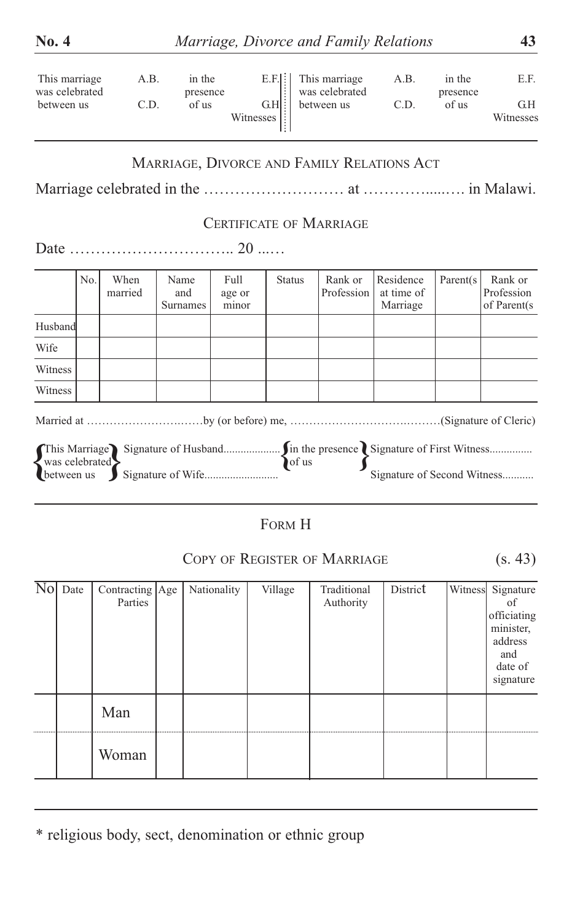| This marriage was celebrated between us | A.B. C.D. | in the presence of us | E.F. G.H Witnesses | This marriage was celebrated between us | A.B. C.D. | in the presence of us | E.F. G.H Witnesses |
|---|---|---|---|---|---|---|---|

## MARRIAGE, DIVORCE AND FAMILY RELATIONS ACT

Marriage celebrated in the ……………………… at …………....…. in Malawi.

### CERTIFICATE OF MARRIAGE

Date ………………………….. 20 ...…

| | No. | When married | Name and Surnames | Full age or minor | Status | Rank or Profession | Residence at time of Marriage | Parent(s | Rank or Profession of Parent(s |
|---|---|---|---|---|---|---|---|---|---|
| Husband | | | | | | | | | |
| Wife | | | | | | | | | |
| Witness | | | | | | | | | |
| Witness | | | | | | | | | |

Married at ………………………….……by (or before) me, …………………………….………(Signature of Cleric)

| This Marriage was celebrated between us | Signature of Husband.................... Signature of Wife.......................... | in the presence of us | Signature of First Witness............... Signature of Second Witness........... |
|---|---|---|---|

## FORM H

### COPY OF REGISTER OF MARRIAGE (s. 43)

| No | Date | Contracting Parties | Age | Nationality | Village | Traditional Authority | District | Witness | Signature of officiating minister, address and date of signature |
|---|---|---|---|---|---|---|---|---|---|
| | | Man | | | | | | | |
| | | Woman | | | | | | | |

* religious body, sect, denomination or ethnic group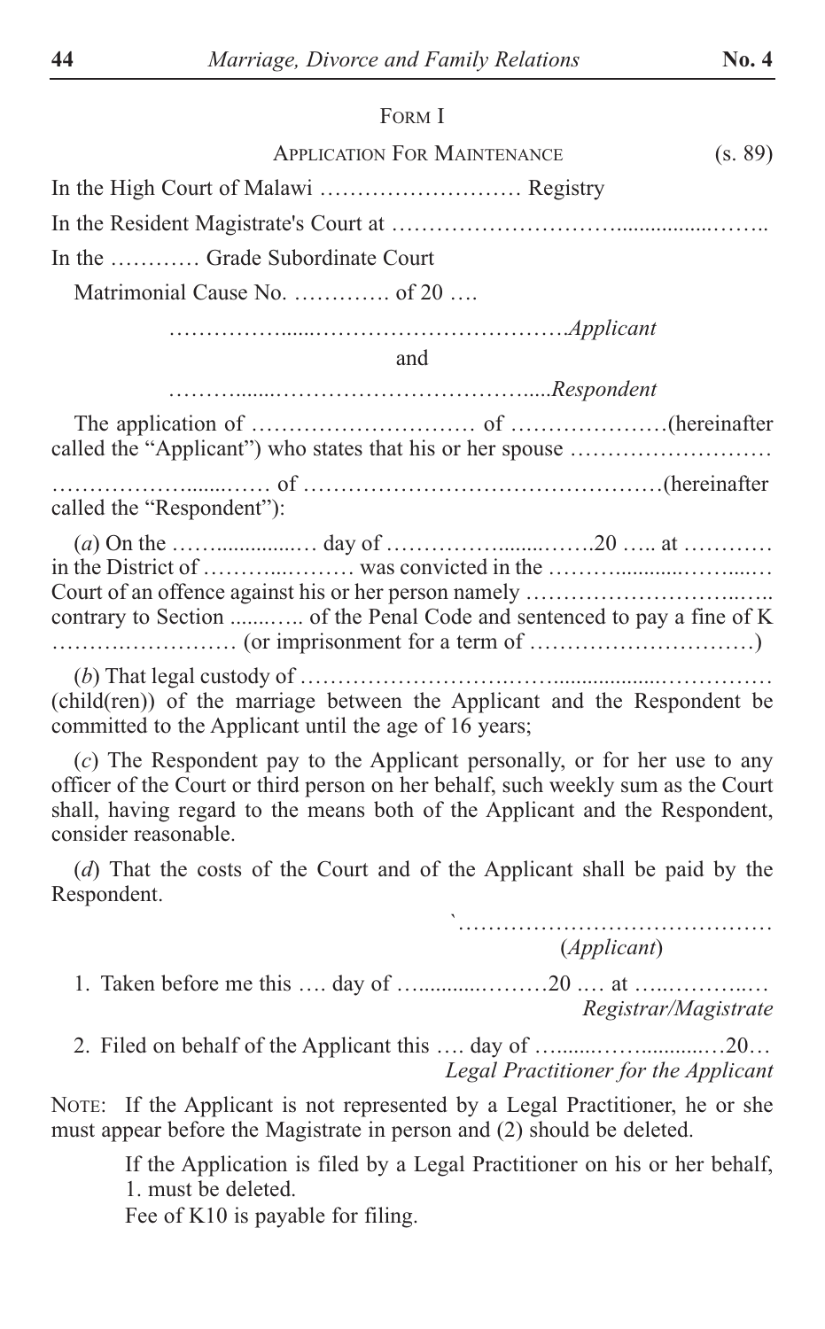FORM I

APPLICATION FOR MAINTENANCE (s. 89)

In the High Court of Malawi ……………………… Registry

In the Resident Magistrate's Court at ……………………………...............……..

In the ………… Grade Subordinate Court

Matrimonial Cause No. …………. of 20 ….

……………......……………………………*Applicant*

and

……….......……………………………....*Respondent*

The application of ………………………… of …………………(hereinafter called the "Applicant") who states that his or her spouse ………………………

……………......…… of ……………………………………………(hereinafter called the "Respondent"):

(*a*) On the ……...............… day of ……………........…….20 ….. at ………… in the District of ………...……… was convicted in the ……….............……...… Court of an offence against his or her person namely ……………………….....….. contrary to Section .......….. of the Penal Code and sentenced to pay a fine of K ……….…………… (or imprisonment for a term of …………………………)

(*b*) That legal custody of ……………………..……...................…………… (child(ren)) of the marriage between the Applicant and the Respondent be committed to the Applicant until the age of 16 years;

(*c*) The Respondent pay to the Applicant personally, or for her use to any officer of the Court or third person on her behalf, such weekly sum as the Court shall, having regard to the means both of the Applicant and the Respondent, consider reasonable.

(*d*) That the costs of the Court and of the Applicant shall be paid by the Respondent.

`……………………………………
(*Applicant*)

1. Taken before me this …. day of …...........………20 .… at …..………..…
*Registrar/Magistrate*

2. Filed on behalf of the Applicant this …. day of ….......……..........…20…
*Legal Practitioner for the Applicant*

NOTE: If the Applicant is not represented by a Legal Practitioner, he or she must appear before the Magistrate in person and (2) should be deleted.

If the Application is filed by a Legal Practitioner on his or her behalf, 1. must be deleted.

Fee of K10 is payable for filing.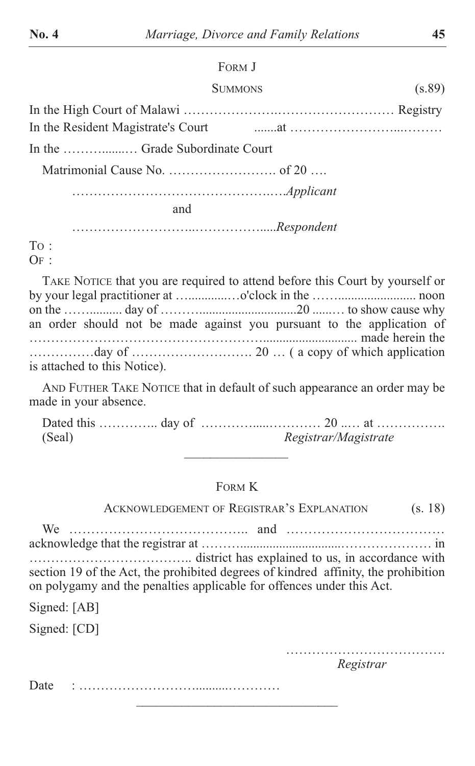## FORM J

SUMMONS (s.89)

In the High Court of Malawi ………………….……………………… Registry

In the Resident Magistrate's Court .......at ……………………...………

In the ……….....… Grade Subordinate Court

Matrimonial Cause No. ……………………. of 20 ….

…………………………………….….*Applicant*

and

………………………..…………….....*Respondent*

TO :

OF :

TAKE NOTICE that you are required to attend before this Court by yourself or by your legal practitioner at …............…o'clock in the ……........................ noon on the …….......... day of ………..............................20 ......… to show cause why an order should not be made against you pursuant to the application of ………………………………………….............................. made herein the ……………day of ………………………. 20 … ( a copy of which application is attached to this Notice).

AND FUTHER TAKE NOTICE that in default of such appearance an order may be made in your absence.

Dated this ………….. day of …………....………… 20 ..… at …………….

(Seal) *Registrar/Magistrate*

---

## FORM K

ACKNOWLEDGEMENT OF REGISTRAR'S EXPLANATION (s. 18)

We ………………………………….. and ……………………………… acknowledge that the registrar at ……….............................………………… in ……………………………….. district has explained to us, in accordance with section 19 of the Act, the prohibited degrees of kindred affinity, the prohibition on polygamy and the penalties applicable for offences under this Act.

Signed: [AB]

Signed: [CD]

……………………………….

*Registrar*

Date : ……………………….........…………

---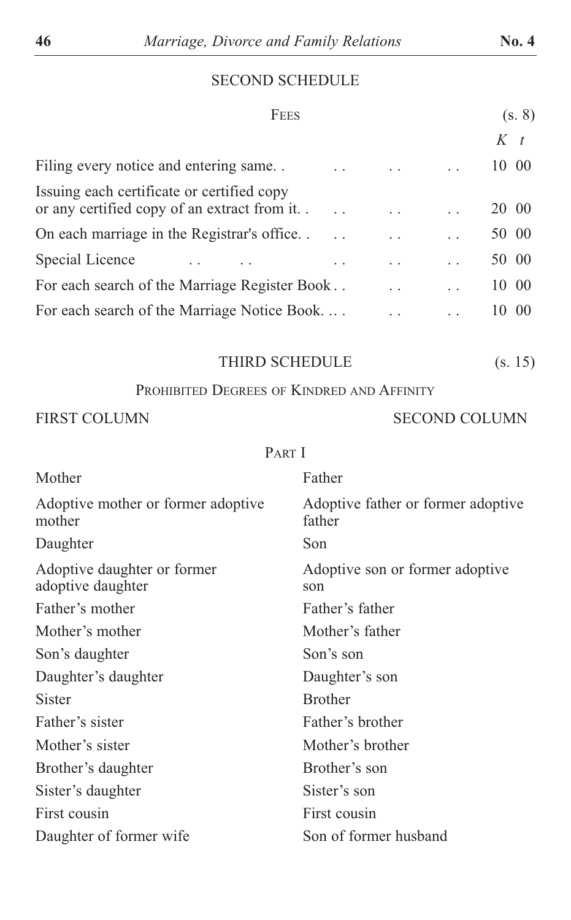## SECOND SCHEDULE

### FEES (s. 8)

| | K t |
|---|---|
| Filing every notice and entering same. . | 10 00 |
| Issuing each certificate or certified copy or any certified copy of an extract from it. . | 20 00 |
| On each marriage in the Registrar's office. . | 50 00 |
| Special Licence | 50 00 |
| For each search of the Marriage Register Book . . | 10 00 |
| For each search of the Marriage Notice Book. . . | 10 00 |

## THIRD SCHEDULE (s. 15)

### PROHIBITED DEGREES OF KINDRED AND AFFINITY

| FIRST COLUMN | SECOND COLUMN |
|---|---|
| **PART I** | |
| Mother | Father |
| Adoptive mother or former adoptive mother | Adoptive father or former adoptive father |
| Daughter | Son |
| Adoptive daughter or former adoptive daughter | Adoptive son or former adoptive son |
| Father's mother | Father's father |
| Mother's mother | Mother's father |
| Son's daughter | Son's son |
| Daughter's daughter | Daughter's son |
| Sister | Brother |
| Father's sister | Father's brother |
| Mother's sister | Mother's brother |
| Brother's daughter | Brother's son |
| Sister's daughter | Sister's son |
| First cousin | First cousin |
| Daughter of former wife | Son of former husband |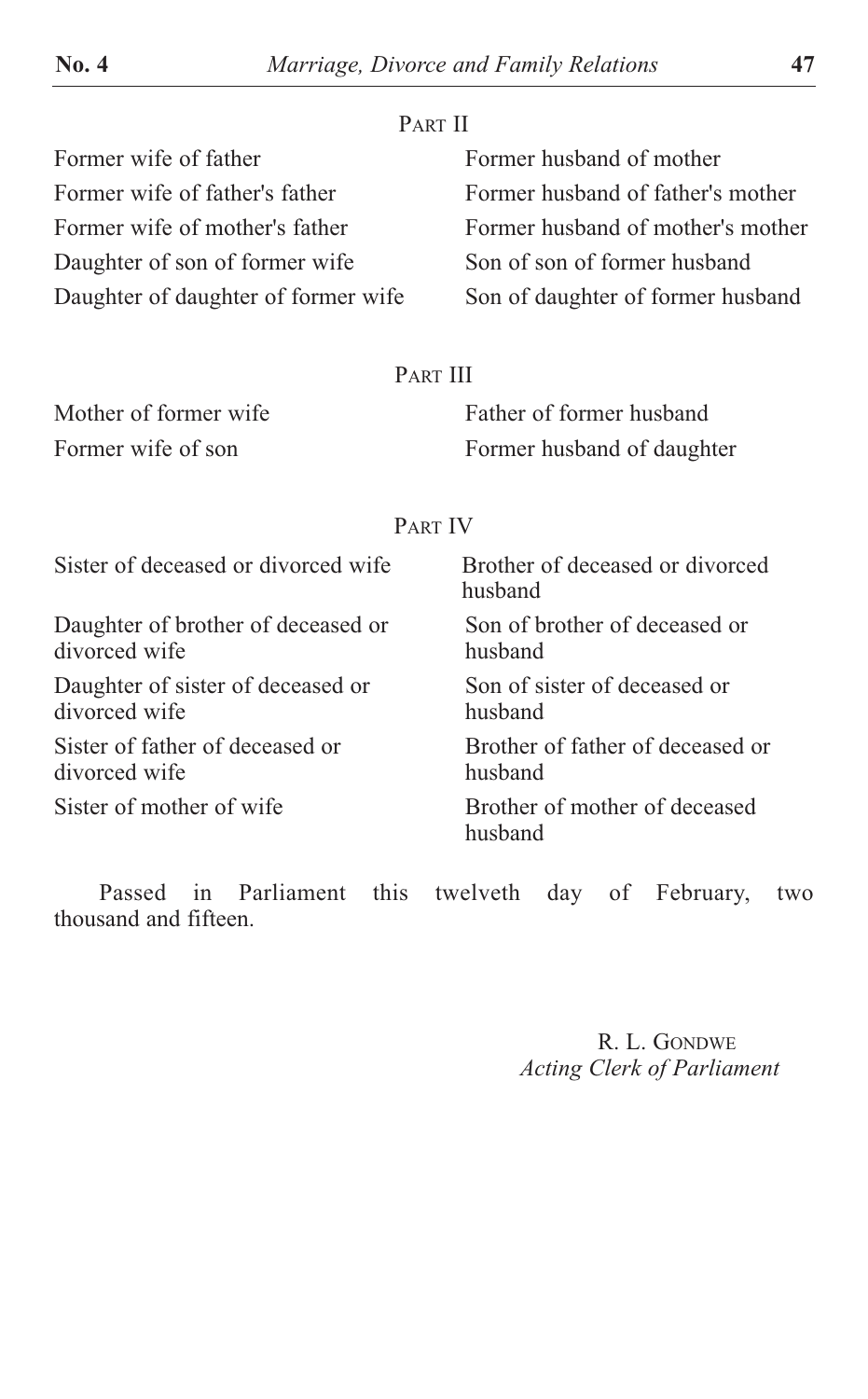PART II

| | |
|---|---|
| Former wife of father | Former husband of mother |
| Former wife of father's father | Former husband of father's mother |
| Former wife of mother's father | Former husband of mother's mother |
| Daughter of son of former wife | Son of son of former husband |
| Daughter of daughter of former wife | Son of daughter of former husband |

PART III

| | |
|---|---|
| Mother of former wife | Father of former husband |
| Former wife of son | Former husband of daughter |

PART IV

| | |
|---|---|
| Sister of deceased or divorced wife | Brother of deceased or divorced husband |
| Daughter of brother of deceased or divorced wife | Son of brother of deceased or husband |
| Daughter of sister of deceased or divorced wife | Son of sister of deceased or husband |
| Sister of father of deceased or divorced wife | Brother of father of deceased or husband |
| Sister of mother of wife | Brother of mother of deceased husband |

Passed in Parliament this twelveth day of February, two thousand and fifteen.

R. L. GONDWE
*Acting Clerk of Parliament*